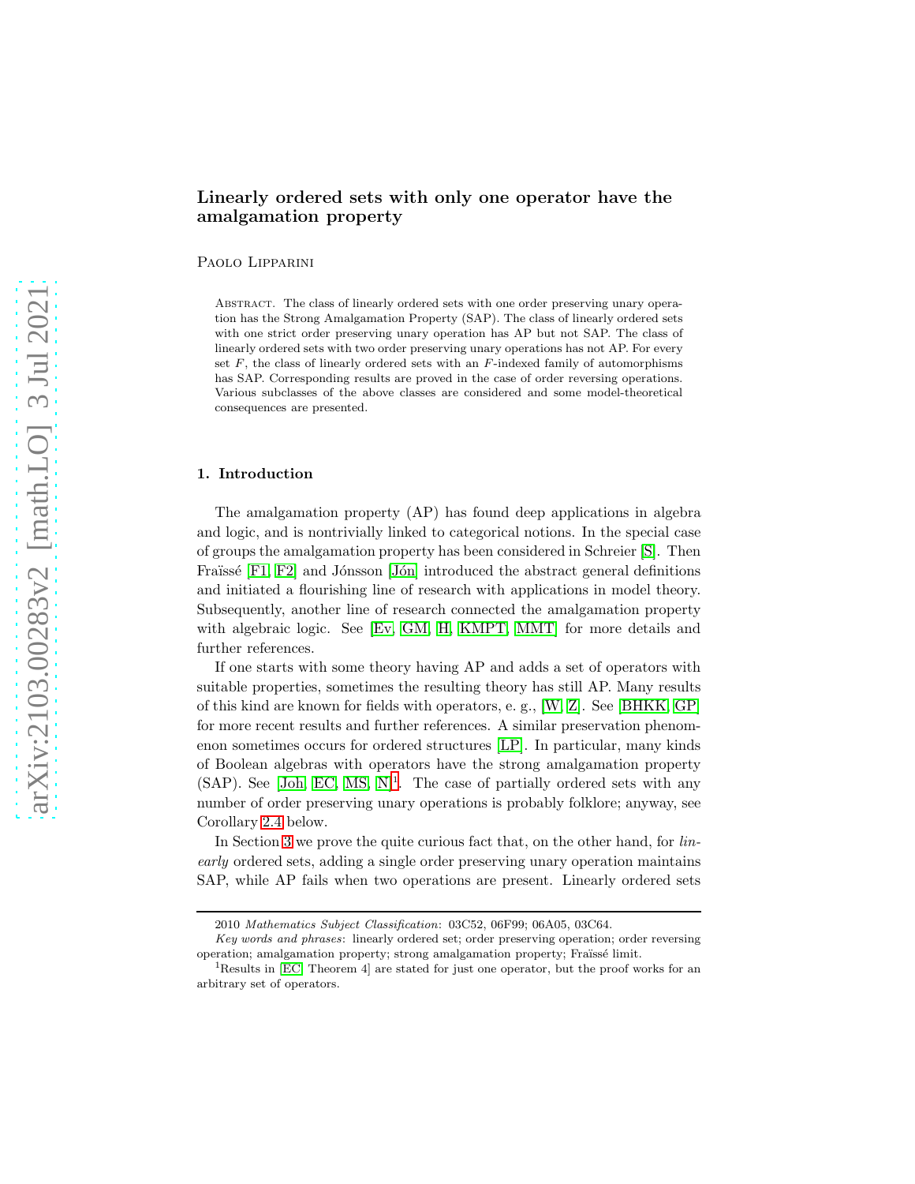# Linearly ordered sets with only one operator have the amalgamation property

Paolo Lipparini

Abstract. The class of linearly ordered sets with one order preserving unary operation has the Strong Amalgamation Property (SAP). The class of linearly ordered sets with one strict order preserving unary operation has AP but not SAP. The class of linearly ordered sets with two order preserving unary operations has not AP. For every set $F$, the class of linearly ordered sets with an $F$-indexed family of automorphisms has SAP. Corresponding results are proved in the case of order reversing operations. Various subclasses of the above classes are considered and some model-theoretical consequences are presented.

## 1. Introduction

The amalgamation property (AP) has found deep applications in algebra and logic, and is nontrivially linked to categorical notions. In the special case of groups the amalgamation property has been considered in Schreier [S]. Then Fraïssé [F1, F2] and Jónsson [Jón] introduced the abstract general definitions and initiated a flourishing line of research with applications in model theory. Subsequently, another line of research connected the amalgamation property with algebraic logic. See [Ev, GM, H, KMPT, MMT] for more details and further references.

If one starts with some theory having AP and adds a set of operators with suitable properties, sometimes the resulting theory has still AP. Many results of this kind are known for fields with operators, e. g., [W, Z]. See [BHKK, GP] for more recent results and further references. A similar preservation phenomenon sometimes occurs for ordered structures [LP]. In particular, many kinds of Boolean algebras with operators have the strong amalgamation property (SAP). See [Joh, EC, MS, N][1]. The case of partially ordered sets with any number of order preserving unary operations is probably folklore; anyway, see Corollary 2.4 below.

In Section 3 we prove the quite curious fact that, on the other hand, for *linearly* ordered sets, adding a single order preserving unary operation maintains SAP, while AP fails when two operations are present. Linearly ordered sets

---

2010 *Mathematics Subject Classification*: 03C52, 06F99; 06A05, 03C64.

*Key words and phrases*: linearly ordered set; order preserving operation; order reversing operation; amalgamation property; strong amalgamation property; Fraïssé limit.

[1]Results in [EC, Theorem 4] are stated for just one operator, but the proof works for an arbitrary set of operators.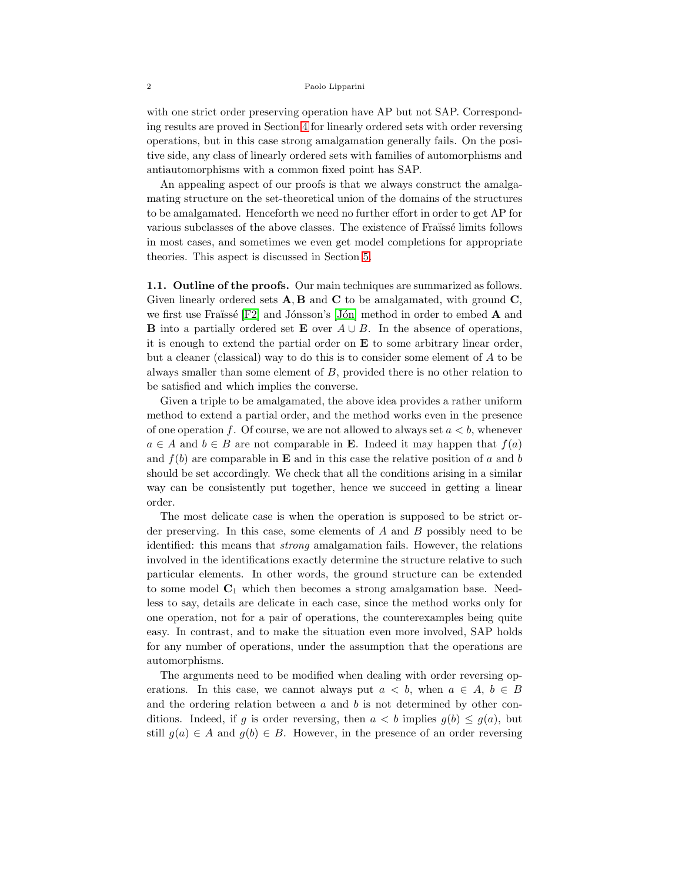with one strict order preserving operation have AP but not SAP. Corresponding results are proved in Section 4 for linearly ordered sets with order reversing operations, but in this case strong amalgamation generally fails. On the positive side, any class of linearly ordered sets with families of automorphisms and antiautomorphisms with a common fixed point has SAP.

An appealing aspect of our proofs is that we always construct the amalgamating structure on the set-theoretical union of the domains of the structures to be amalgamated. Henceforth we need no further effort in order to get AP for various subclasses of the above classes. The existence of Fraïssé limits follows in most cases, and sometimes we even get model completions for appropriate theories. This aspect is discussed in Section 5.

**1.1. Outline of the proofs.** Our main techniques are summarized as follows. Given linearly ordered sets $\mathbf{A}, \mathbf{B}$ and $\mathbf{C}$ to be amalgamated, with ground $\mathbf{C}$, we first use Fraïssé [F2] and Jónsson's [Jón] method in order to embed $\mathbf{A}$ and $\mathbf{B}$ into a partially ordered set $\mathbf{E}$ over $A \cup B$. In the absence of operations, it is enough to extend the partial order on $\mathbf{E}$ to some arbitrary linear order, but a cleaner (classical) way to do this is to consider some element of $A$ to be always smaller than some element of $B$, provided there is no other relation to be satisfied and which implies the converse.

Given a triple to be amalgamated, the above idea provides a rather uniform method to extend a partial order, and the method works even in the presence of one operation $f$. Of course, we are not allowed to always set $a < b$, whenever $a \in A$ and $b \in B$ are not comparable in $\mathbf{E}$. Indeed it may happen that $f(a)$ and $f(b)$ are comparable in $\mathbf{E}$ and in this case the relative position of $a$ and $b$ should be set accordingly. We check that all the conditions arising in a similar way can be consistently put together, hence we succeed in getting a linear order.

The most delicate case is when the operation is supposed to be strict order preserving. In this case, some elements of $A$ and $B$ possibly need to be identified: this means that *strong* amalgamation fails. However, the relations involved in the identifications exactly determine the structure relative to such particular elements. In other words, the ground structure can be extended to some model $\mathbf{C}_1$ which then becomes a strong amalgamation base. Needless to say, details are delicate in each case, since the method works only for one operation, not for a pair of operations, the counterexamples being quite easy. In contrast, and to make the situation even more involved, SAP holds for any number of operations, under the assumption that the operations are automorphisms.

The arguments need to be modified when dealing with order reversing operations. In this case, we cannot always put $a < b$, when $a \in A$, $b \in B$ and the ordering relation between $a$ and $b$ is not determined by other conditions. Indeed, if $g$ is order reversing, then $a < b$ implies $g(b) \leq g(a)$, but still $g(a) \in A$ and $g(b) \in B$. However, in the presence of an order reversing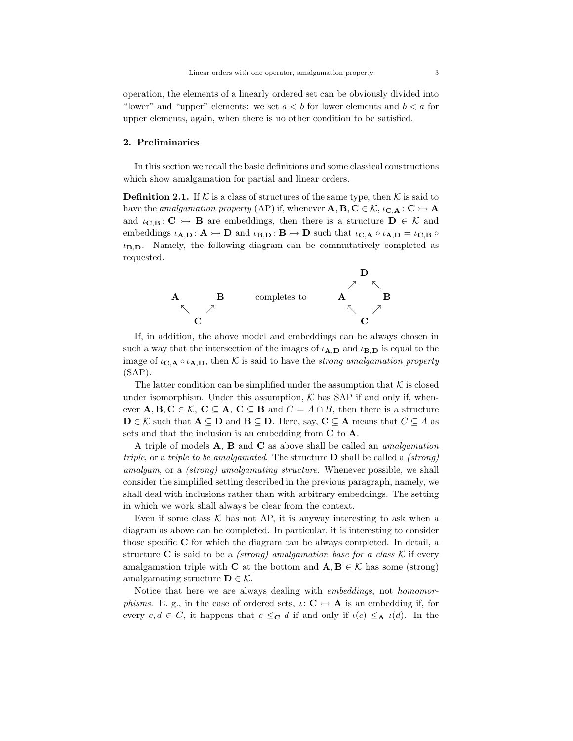operation, the elements of a linearly ordered set can be obviously divided into "lower" and "upper" elements: we set $a < b$ for lower elements and $b < a$ for upper elements, again, when there is no other condition to be satisfied.

## 2. Preliminaries

In this section we recall the basic definitions and some classical constructions which show amalgamation for partial and linear orders.

**Definition 2.1.** If $\mathcal{K}$ is a class of structures of the same type, then $\mathcal{K}$ is said to have the *amalgamation property* (AP) if, whenever $\mathbf{A}, \mathbf{B}, \mathbf{C} \in \mathcal{K}$, $\iota_{\mathbf{C},\mathbf{A}} \colon \mathbf{C} \rightarrowtail \mathbf{A}$ and $\iota_{\mathbf{C},\mathbf{B}} \colon \mathbf{C} \rightarrowtail \mathbf{B}$ are embeddings, then there is a structure $\mathbf{D} \in \mathcal{K}$ and embeddings $\iota_{\mathbf{A},\mathbf{D}} \colon \mathbf{A} \rightarrowtail \mathbf{D}$ and $\iota_{\mathbf{B},\mathbf{D}} \colon \mathbf{B} \rightarrowtail \mathbf{D}$ such that $\iota_{\mathbf{C},\mathbf{A}} \circ \iota_{\mathbf{A},\mathbf{D}} = \iota_{\mathbf{C},\mathbf{B}} \circ \iota_{\mathbf{B},\mathbf{D}}$. Namely, the following diagram can be commutatively completed as requested.

$$
\begin{array}{ccc}
\mathbf{A} & & \mathbf{B} \\
& \nwarrow \quad \nearrow & \\
& \mathbf{C} &
\end{array}
\qquad \text{completes to} \qquad
\begin{array}{ccc}
& \mathbf{D} & \\
& \nearrow \quad \nwarrow & \\
\mathbf{A} & & \mathbf{B} \\
& \nwarrow \quad \nearrow & \\
& \mathbf{C} &
\end{array}
$$

If, in addition, the above model and embeddings can be always chosen in such a way that the intersection of the images of $\iota_{\mathbf{A},\mathbf{D}}$ and $\iota_{\mathbf{B},\mathbf{D}}$ is equal to the image of $\iota_{\mathbf{C},\mathbf{A}} \circ \iota_{\mathbf{A},\mathbf{D}}$, then $\mathcal{K}$ is said to have the *strong amalgamation property* (SAP).

The latter condition can be simplified under the assumption that $\mathcal{K}$ is closed under isomorphism. Under this assumption, $\mathcal{K}$ has SAP if and only if, whenever $\mathbf{A}, \mathbf{B}, \mathbf{C} \in \mathcal{K}$, $\mathbf{C} \subseteq \mathbf{A}$, $\mathbf{C} \subseteq \mathbf{B}$ and $C = A \cap B$, then there is a structure $\mathbf{D} \in \mathcal{K}$ such that $\mathbf{A} \subseteq \mathbf{D}$ and $\mathbf{B} \subseteq \mathbf{D}$. Here, say, $\mathbf{C} \subseteq \mathbf{A}$ means that $C \subseteq A$ as sets and that the inclusion is an embedding from $\mathbf{C}$ to $\mathbf{A}$.

A triple of models $\mathbf{A}$, $\mathbf{B}$ and $\mathbf{C}$ as above shall be called an *amalgamation triple*, or a *triple to be amalgamated*. The structure $\mathbf{D}$ shall be called a *(strong) amalgam*, or a *(strong) amalgamating structure*. Whenever possible, we shall consider the simplified setting described in the previous paragraph, namely, we shall deal with inclusions rather than with arbitrary embeddings. The setting in which we work shall always be clear from the context.

Even if some class $\mathcal{K}$ has not AP, it is anyway interesting to ask when a diagram as above can be completed. In particular, it is interesting to consider those specific $\mathbf{C}$ for which the diagram can be always completed. In detail, a structure $\mathbf{C}$ is said to be a *(strong) amalgamation base for a class* $\mathcal{K}$ if every amalgamation triple with $\mathbf{C}$ at the bottom and $\mathbf{A}, \mathbf{B} \in \mathcal{K}$ has some (strong) amalgamating structure $\mathbf{D} \in \mathcal{K}$.

Notice that here we are always dealing with *embeddings*, not *homomorphisms*. E. g., in the case of ordered sets, $\iota \colon \mathbf{C} \rightarrowtail \mathbf{A}$ is an embedding if, for every $c, d \in C$, it happens that $c \leq_{\mathbf{C}} d$ if and only if $\iota(c) \leq_{\mathbf{A}} \iota(d)$. In the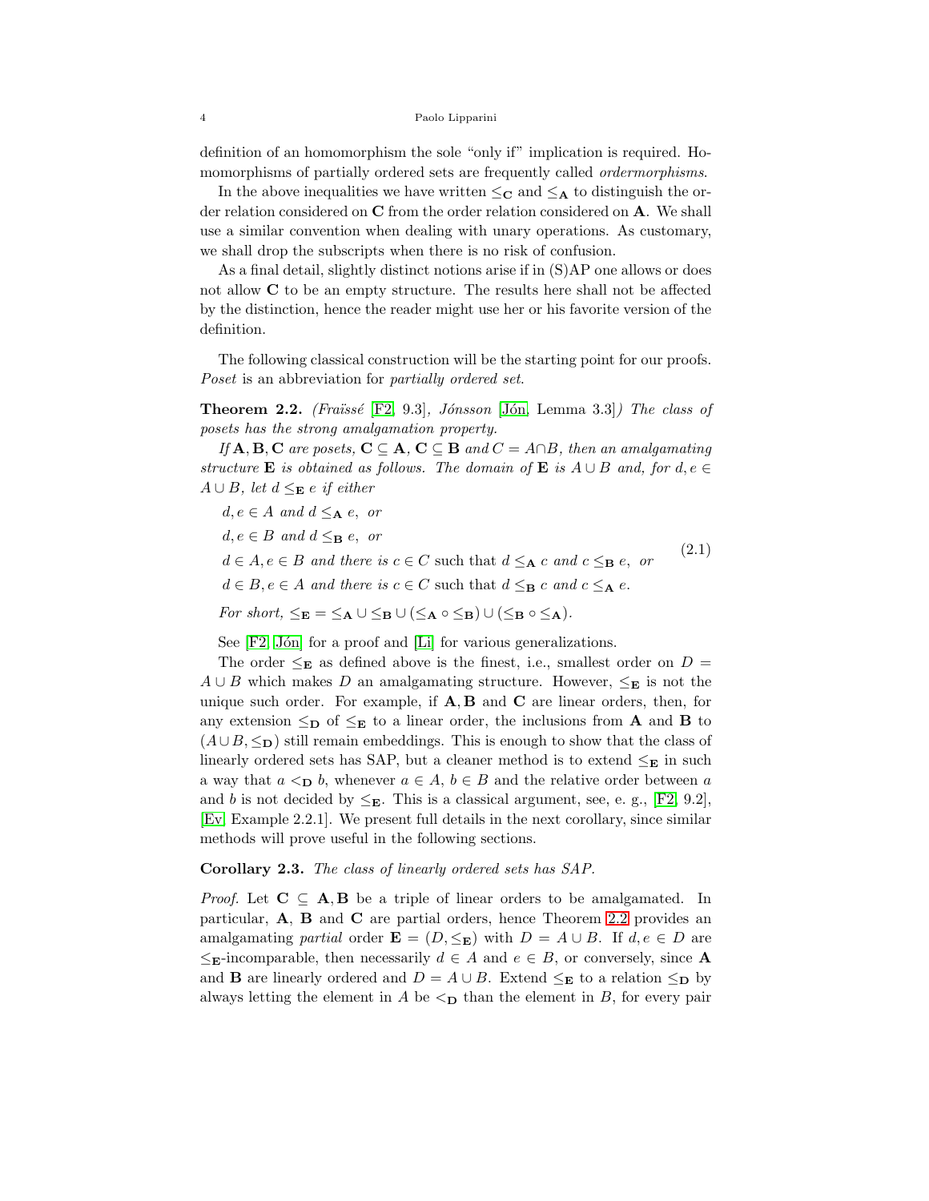definition of an homomorphism the sole "only if" implication is required. Homomorphisms of partially ordered sets are frequently called *ordermorphisms*.

In the above inequalities we have written $\leq_{\mathbf{C}}$ and $\leq_{\mathbf{A}}$ to distinguish the order relation considered on $\mathbf{C}$ from the order relation considered on $\mathbf{A}$. We shall use a similar convention when dealing with unary operations. As customary, we shall drop the subscripts when there is no risk of confusion.

As a final detail, slightly distinct notions arise if in (S)AP one allows or does not allow $\mathbf{C}$ to be an empty structure. The results here shall not be affected by the distinction, hence the reader might use her or his favorite version of the definition.

The following classical construction will be the starting point for our proofs. *Poset* is an abbreviation for *partially ordered set*.

**Theorem 2.2.** *(Fraïssé [F2, 9.3], Jónsson [Jón, Lemma 3.3]) The class of posets has the strong amalgamation property.*

*If $\mathbf{A}, \mathbf{B}, \mathbf{C}$ are posets, $\mathbf{C} \subseteq \mathbf{A}$, $\mathbf{C} \subseteq \mathbf{B}$ and $C = A \cap B$, then an amalgamating structure $\mathbf{E}$ is obtained as follows. The domain of $\mathbf{E}$ is $A \cup B$ and, for $d, e \in A \cup B$, let $d \leq_{\mathbf{E}} e$ if either*

$$
\begin{aligned}
&d, e \in A \text{ and } d \leq_{\mathbf{A}} e, \text{ or} \\
&d, e \in B \text{ and } d \leq_{\mathbf{B}} e, \text{ or} \\
&d \in A, e \in B \text{ and there is } c \in C \text{ such that } d \leq_{\mathbf{A}} c \text{ and } c \leq_{\mathbf{B}} e, \text{ or} \\
&d \in B, e \in A \text{ and there is } c \in C \text{ such that } d \leq_{\mathbf{B}} c \text{ and } c \leq_{\mathbf{A}} e.
\end{aligned}
\tag{2.1}
$$

*For short, $\leq_{\mathbf{E}} = \leq_{\mathbf{A}} \cup \leq_{\mathbf{B}} \cup (\leq_{\mathbf{A}} \circ \leq_{\mathbf{B}}) \cup (\leq_{\mathbf{B}} \circ \leq_{\mathbf{A}})$.*

See [F2, Jón] for a proof and [Li] for various generalizations.

The order $\leq_{\mathbf{E}}$ as defined above is the finest, i.e., smallest order on $D = A \cup B$ which makes $D$ an amalgamating structure. However, $\leq_{\mathbf{E}}$ is not the unique such order. For example, if $\mathbf{A}, \mathbf{B}$ and $\mathbf{C}$ are linear orders, then, for any extension $\leq_{\mathbf{D}}$ of $\leq_{\mathbf{E}}$ to a linear order, the inclusions from $\mathbf{A}$ and $\mathbf{B}$ to $(A \cup B, \leq_{\mathbf{D}})$ still remain embeddings. This is enough to show that the class of linearly ordered sets has SAP, but a cleaner method is to extend $\leq_{\mathbf{E}}$ in such a way that $a <_{\mathbf{D}} b$, whenever $a \in A$, $b \in B$ and the relative order between $a$ and $b$ is not decided by $\leq_{\mathbf{E}}$. This is a classical argument, see, e. g., [F2, 9.2], [Ev, Example 2.2.1]. We present full details in the next corollary, since similar methods will prove useful in the following sections.

**Corollary 2.3.** *The class of linearly ordered sets has SAP.*

*Proof.* Let $\mathbf{C} \subseteq \mathbf{A}, \mathbf{B}$ be a triple of linear orders to be amalgamated. In particular, $\mathbf{A}$, $\mathbf{B}$ and $\mathbf{C}$ are partial orders, hence Theorem 2.2 provides an amalgamating *partial* order $\mathbf{E} = (D, \leq_{\mathbf{E}})$ with $D = A \cup B$. If $d, e \in D$ are $\leq_{\mathbf{E}}$-incomparable, then necessarily $d \in A$ and $e \in B$, or conversely, since $\mathbf{A}$ and $\mathbf{B}$ are linearly ordered and $D = A \cup B$. Extend $\leq_{\mathbf{E}}$ to a relation $\leq_{\mathbf{D}}$ by always letting the element in $A$ be $<_{\mathbf{D}}$ than the element in $B$, for every pair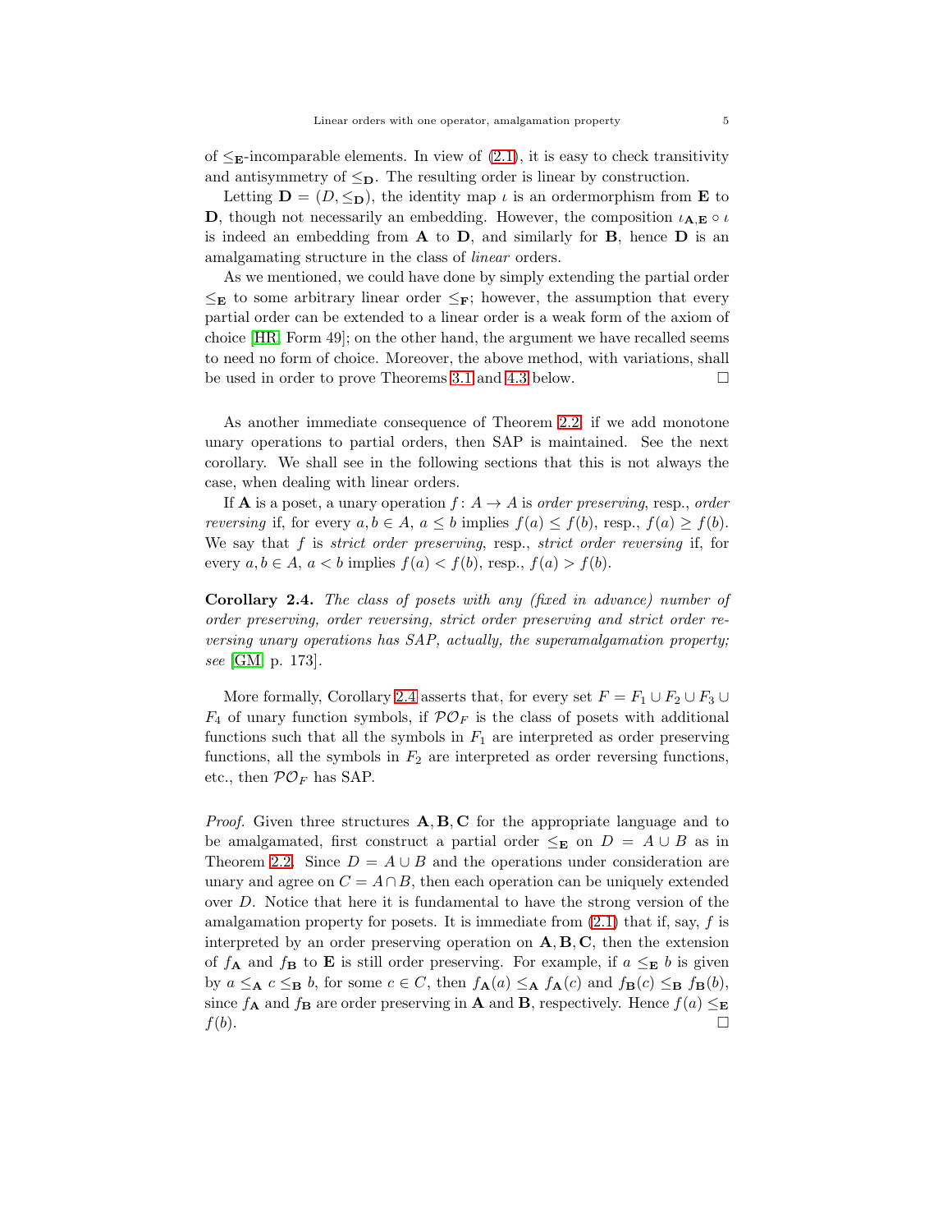of $\leq_{\mathbf{E}}$-incomparable elements. In view of (2.1), it is easy to check transitivity and antisymmetry of $\leq_{\mathbf{D}}$. The resulting order is linear by construction.

Letting $\mathbf{D} = (D, \leq_{\mathbf{D}})$, the identity map $\iota$ is an ordermorphism from $\mathbf{E}$ to $\mathbf{D}$, though not necessarily an embedding. However, the composition $\iota_{\mathbf{A},\mathbf{E}} \circ \iota$ is indeed an embedding from $\mathbf{A}$ to $\mathbf{D}$, and similarly for $\mathbf{B}$, hence $\mathbf{D}$ is an amalgamating structure in the class of *linear* orders.

As we mentioned, we could have done by simply extending the partial order $\leq_{\mathbf{E}}$ to some arbitrary linear order $\leq_{\mathbf{F}}$; however, the assumption that every partial order can be extended to a linear order is a weak form of the axiom of choice [HR, Form 49]; on the other hand, the argument we have recalled seems to need no form of choice. Moreover, the above method, with variations, shall be used in order to prove Theorems 3.1 and 4.3 below. □

As another immediate consequence of Theorem 2.2, if we add monotone unary operations to partial orders, then SAP is maintained. See the next corollary. We shall see in the following sections that this is not always the case, when dealing with linear orders.

If $\mathbf{A}$ is a poset, a unary operation $f \colon A \to A$ is *order preserving*, resp., *order reversing* if, for every $a, b \in A$, $a \leq b$ implies $f(a) \leq f(b)$, resp., $f(a) \geq f(b)$. We say that $f$ is *strict order preserving*, resp., *strict order reversing* if, for every $a, b \in A$, $a < b$ implies $f(a) < f(b)$, resp., $f(a) > f(b)$.

**Corollary 2.4.** *The class of posets with any (fixed in advance) number of order preserving, order reversing, strict order preserving and strict order reversing unary operations has SAP, actually, the superamalgamation property; see* [GM, p. 173].

More formally, Corollary 2.4 asserts that, for every set $F = F_1 \cup F_2 \cup F_3 \cup F_4$ of unary function symbols, if $\mathcal{PO}_F$ is the class of posets with additional functions such that all the symbols in $F_1$ are interpreted as order preserving functions, all the symbols in $F_2$ are interpreted as order reversing functions, etc., then $\mathcal{PO}_F$ has SAP.

*Proof.* Given three structures $\mathbf{A}, \mathbf{B}, \mathbf{C}$ for the appropriate language and to be amalgamated, first construct a partial order $\leq_{\mathbf{E}}$ on $D = A \cup B$ as in Theorem 2.2. Since $D = A \cup B$ and the operations under consideration are unary and agree on $C = A \cap B$, then each operation can be uniquely extended over $D$. Notice that here it is fundamental to have the strong version of the amalgamation property for posets. It is immediate from (2.1) that if, say, $f$ is interpreted by an order preserving operation on $\mathbf{A}, \mathbf{B}, \mathbf{C}$, then the extension of $f_{\mathbf{A}}$ and $f_{\mathbf{B}}$ to $\mathbf{E}$ is still order preserving. For example, if $a \leq_{\mathbf{E}} b$ is given by $a \leq_{\mathbf{A}} c \leq_{\mathbf{B}} b$, for some $c \in C$, then $f_{\mathbf{A}}(a) \leq_{\mathbf{A}} f_{\mathbf{A}}(c)$ and $f_{\mathbf{B}}(c) \leq_{\mathbf{B}} f_{\mathbf{B}}(b)$, since $f_{\mathbf{A}}$ and $f_{\mathbf{B}}$ are order preserving in $\mathbf{A}$ and $\mathbf{B}$, respectively. Hence $f(a) \leq_{\mathbf{E}} f(b)$. □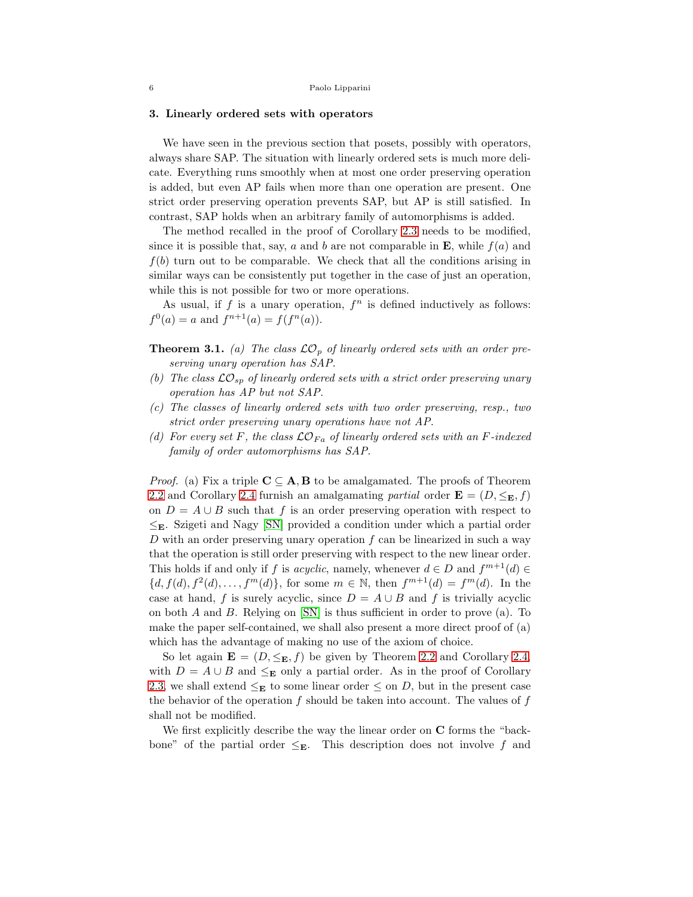## 3. Linearly ordered sets with operators

We have seen in the previous section that posets, possibly with operators, always share SAP. The situation with linearly ordered sets is much more delicate. Everything runs smoothly when at most one order preserving operation is added, but even AP fails when more than one operation are present. One strict order preserving operation prevents SAP, but AP is still satisfied. In contrast, SAP holds when an arbitrary family of automorphisms is added.

The method recalled in the proof of Corollary 2.3 needs to be modified, since it is possible that, say, $a$ and $b$ are not comparable in $\mathbf{E}$, while $f(a)$ and $f(b)$ turn out to be comparable. We check that all the conditions arising in similar ways can be consistently put together in the case of just an operation, while this is not possible for two or more operations.

As usual, if $f$ is a unary operation, $f^n$ is defined inductively as follows: $f^0(a) = a$ and $f^{n+1}(a) = f(f^n(a))$.

**Theorem 3.1.** *(a) The class $\mathcal{LO}_p$ of linearly ordered sets with an order preserving unary operation has SAP.*

*(b) The class $\mathcal{LO}_{sp}$ of linearly ordered sets with a strict order preserving unary operation has AP but not SAP.*

*(c) The classes of linearly ordered sets with two order preserving, resp., two strict order preserving unary operations have not AP.*

*(d) For every set $F$, the class $\mathcal{LO}_{Fa}$ of linearly ordered sets with an $F$-indexed family of order automorphisms has SAP.*

*Proof.* (a) Fix a triple $\mathbf{C} \subseteq \mathbf{A}, \mathbf{B}$ to be amalgamated. The proofs of Theorem 2.2 and Corollary 2.4 furnish an amalgamating *partial* order $\mathbf{E} = (D, \leq_{\mathbf{E}}, f)$ on $D = A \cup B$ such that $f$ is an order preserving operation with respect to $\leq_{\mathbf{E}}$. Szigeti and Nagy [SN] provided a condition under which a partial order $D$ with an order preserving unary operation $f$ can be linearized in such a way that the operation is still order preserving with respect to the new linear order. This holds if and only if $f$ is *acyclic*, namely, whenever $d \in D$ and $f^{m+1}(d) \in \{d, f(d), f^2(d), \dots, f^m(d)\}$, for some $m \in \mathbb{N}$, then $f^{m+1}(d) = f^m(d)$. In the case at hand, $f$ is surely acyclic, since $D = A \cup B$ and $f$ is trivially acyclic on both $A$ and $B$. Relying on [SN] is thus sufficient in order to prove (a). To make the paper self-contained, we shall also present a more direct proof of (a) which has the advantage of making no use of the axiom of choice.

So let again $\mathbf{E} = (D, \leq_{\mathbf{E}}, f)$ be given by Theorem 2.2 and Corollary 2.4, with $D = A \cup B$ and $\leq_{\mathbf{E}}$ only a partial order. As in the proof of Corollary 2.3, we shall extend $\leq_{\mathbf{E}}$ to some linear order $\leq$ on $D$, but in the present case the behavior of the operation $f$ should be taken into account. The values of $f$ shall not be modified.

We first explicitly describe the way the linear order on $\mathbf{C}$ forms the "backbone" of the partial order $\leq_{\mathbf{E}}$. This description does not involve $f$ and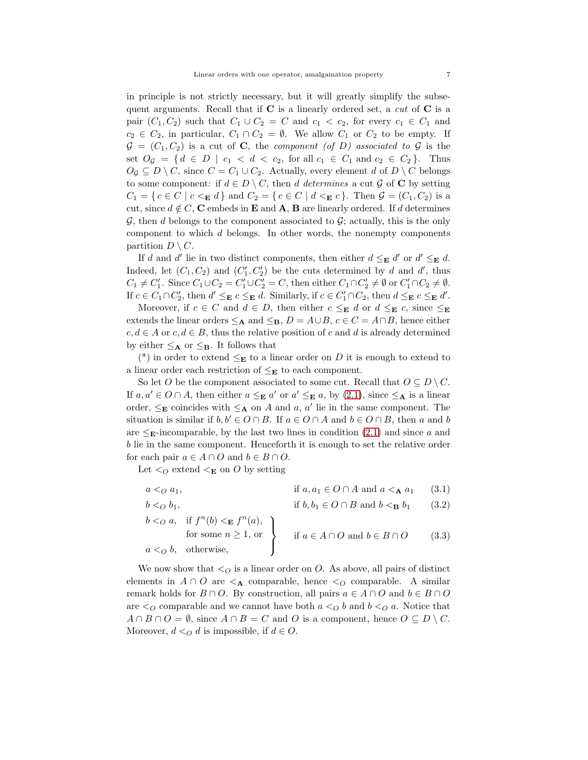in principle is not strictly necessary, but it will greatly simplify the subsequent arguments. Recall that if $\mathbf{C}$ is a linearly ordered set, a *cut* of $\mathbf{C}$ is a pair $(C_1, C_2)$ such that $C_1 \cup C_2 = C$ and $c_1 < c_2$, for every $c_1 \in C_1$ and $c_2 \in C_2$, in particular, $C_1 \cap C_2 = \emptyset$. We allow $C_1$ or $C_2$ to be empty. If $\mathcal{G} = (C_1, C_2)$ is a cut of $\mathbf{C}$, the *component (of D) associated to* $\mathcal{G}$ is the set $O_{\mathcal{G}} = \{ d \in D \mid c_1 < d < c_2, \text{ for all } c_1 \in C_1 \text{ and } c_2 \in C_2 \}$. Thus $O_{\mathcal{G}} \subseteq D \setminus C$, since $C = C_1 \cup C_2$. Actually, every element $d$ of $D \setminus C$ belongs to some component: if $d \in D \setminus C$, then $d$ *determines* a cut $\mathcal{G}$ of $\mathbf{C}$ by setting $C_1 = \{ c \in C \mid c <_{\mathbf{E}} d \}$ and $C_2 = \{ c \in C \mid d <_{\mathbf{E}} c \}$. Then $\mathcal{G} = (C_1, C_2)$ is a cut, since $d \notin C$, $\mathbf{C}$ embeds in $\mathbf{E}$ and $\mathbf{A}$, $\mathbf{B}$ are linearly ordered. If $d$ determines $\mathcal{G}$, then $d$ belongs to the component associated to $\mathcal{G}$; actually, this is the only component to which $d$ belongs. In other words, the nonempty components partition $D \setminus C$.

If $d$ and $d'$ lie in two distinct components, then either $d \leq_{\mathbf{E}} d'$ or $d' \leq_{\mathbf{E}} d$. Indeed, let $(C_1, C_2)$ and $(C'_1, C'_2)$ be the cuts determined by $d$ and $d'$, thus $C_1 \neq C'_1$. Since $C_1 \cup C_2 = C'_1 \cup C'_2 = C$, then either $C_1 \cap C'_2 \neq \emptyset$ or $C'_1 \cap C_2 \neq \emptyset$. If $c \in C_1 \cap C'_2$, then $d' \leq_{\mathbf{E}} c \leq_{\mathbf{E}} d$. Similarly, if $c \in C'_1 \cap C_2$, then $d \leq_{\mathbf{E}} c \leq_{\mathbf{E}} d'$.

Moreover, if $c \in C$ and $d \in D$, then either $c \leq_{\mathbf{E}} d$ or $d \leq_{\mathbf{E}} c$, since $\leq_{\mathbf{E}}$ extends the linear orders $\leq_{\mathbf{A}}$ and $\leq_{\mathbf{B}}$, $D = A \cup B$, $c \in C = A \cap B$, hence either $c, d \in A$ or $c, d \in B$, thus the relative position of $c$ and $d$ is already determined by either $\leq_{\mathbf{A}}$ or $\leq_{\mathbf{B}}$. It follows that

(*) in order to extend $\leq_{\mathbf{E}}$ to a linear order on $D$ it is enough to extend to a linear order each restriction of $\leq_{\mathbf{E}}$ to each component.

So let $O$ be the component associated to some cut. Recall that $O \subseteq D \setminus C$. If $a, a' \in O \cap A$, then either $a \leq_{\mathbf{E}} a'$ or $a' \leq_{\mathbf{E}} a$, by (2.1), since $\leq_{\mathbf{A}}$ is a linear order, $\leq_{\mathbf{E}}$ coincides with $\leq_{\mathbf{A}}$ on $A$ and $a$, $a'$ lie in the same component. The situation is similar if $b, b' \in O \cap B$. If $a \in O \cap A$ and $b \in O \cap B$, then $a$ and $b$ are $\leq_{\mathbf{E}}$-incomparable, by the last two lines in condition (2.1) and since $a$ and $b$ lie in the same component. Henceforth it is enough to set the relative order for each pair $a \in A \cap O$ and $b \in B \cap O$.

Let $<_O$ extend $<_{\mathbf{E}}$ on $O$ by setting

$$a <_O a_1, \qquad \text{if } a, a_1 \in O \cap A \text{ and } a <_{\mathbf{A}} a_1 \tag{3.1}$$

$$b <_O b_1, \qquad \text{if } b, b_1 \in O \cap B \text{ and } b <_{\mathbf{B}} b_1 \tag{3.2}$$

$$\left.\begin{aligned} &b <_O a, \quad \text{if } f^n(b) <_{\mathbf{E}} f^n(a), \\ &\qquad\qquad \text{for some } n \geq 1, \text{ or} \\ &a <_O b, \quad \text{otherwise,} \end{aligned}\right\} \qquad \text{if } a \in A \cap O \text{ and } b \in B \cap O \tag{3.3}$$

We now show that $<_O$ is a linear order on $O$. As above, all pairs of distinct elements in $A \cap O$ are $<_{\mathbf{A}}$ comparable, hence $<_O$ comparable. A similar remark holds for $B \cap O$. By construction, all pairs $a \in A \cap O$ and $b \in B \cap O$ are $<_O$ comparable and we cannot have both $a <_O b$ and $b <_O a$. Notice that $A \cap B \cap O = \emptyset$, since $A \cap B = C$ and $O$ is a component, hence $O \subseteq D \setminus C$. Moreover, $d <_O d$ is impossible, if $d \in O$.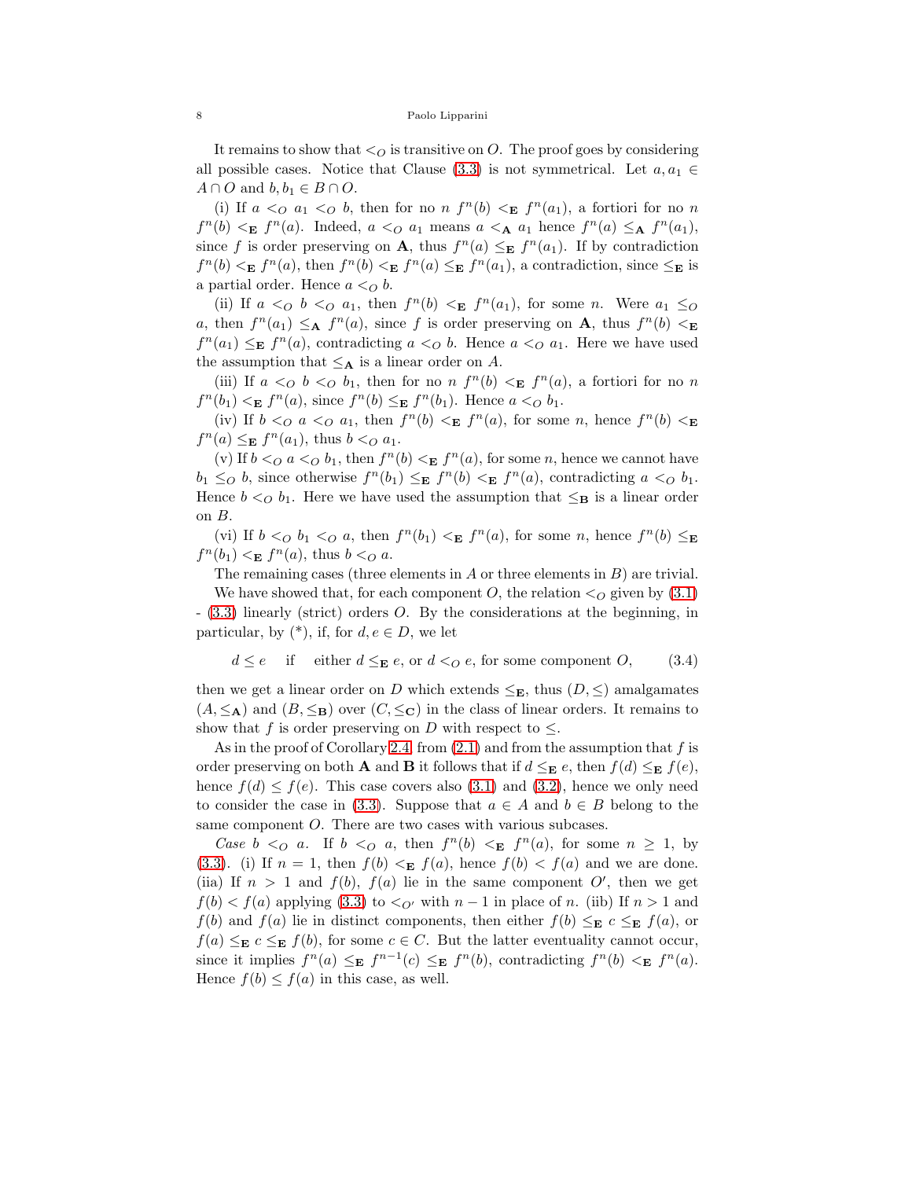It remains to show that $<_O$ is transitive on $O$. The proof goes by considering all possible cases. Notice that Clause (3.3) is not symmetrical. Let $a, a_1 \in A \cap O$ and $b, b_1 \in B \cap O$.

(i) If $a <_O a_1 <_O b$, then for no $n$ $f^n(b) <_{\mathbf{E}} f^n(a_1)$, a fortiori for no $n$ $f^n(b) <_{\mathbf{E}} f^n(a)$. Indeed, $a <_O a_1$ means $a <_{\mathbf{A}} a_1$ hence $f^n(a) \leq_{\mathbf{A}} f^n(a_1)$, since $f$ is order preserving on $\mathbf{A}$, thus $f^n(a) \leq_{\mathbf{E}} f^n(a_1)$. If by contradiction $f^n(b) <_{\mathbf{E}} f^n(a)$, then $f^n(b) <_{\mathbf{E}} f^n(a) \leq_{\mathbf{E}} f^n(a_1)$, a contradiction, since $\leq_{\mathbf{E}}$ is a partial order. Hence $a <_O b$.

(ii) If $a <_O b <_O a_1$, then $f^n(b) <_{\mathbf{E}} f^n(a_1)$, for some $n$. Were $a_1 \leq_O a$, then $f^n(a_1) \leq_{\mathbf{A}} f^n(a)$, since $f$ is order preserving on $\mathbf{A}$, thus $f^n(b) <_{\mathbf{E}} f^n(a_1) \leq_{\mathbf{E}} f^n(a)$, contradicting $a <_O b$. Hence $a <_O a_1$. Here we have used the assumption that $\leq_{\mathbf{A}}$ is a linear order on $A$.

(iii) If $a <_O b <_O b_1$, then for no $n$ $f^n(b) <_{\mathbf{E}} f^n(a)$, a fortiori for no $n$ $f^n(b_1) <_{\mathbf{E}} f^n(a)$, since $f^n(b) \leq_{\mathbf{E}} f^n(b_1)$. Hence $a <_O b_1$.

(iv) If $b <_O a <_O a_1$, then $f^n(b) <_{\mathbf{E}} f^n(a)$, for some $n$, hence $f^n(b) <_{\mathbf{E}} f^n(a) \leq_{\mathbf{E}} f^n(a_1)$, thus $b <_O a_1$.

(v) If $b <_O a <_O b_1$, then $f^n(b) <_{\mathbf{E}} f^n(a)$, for some $n$, hence we cannot have $b_1 \leq_O b$, since otherwise $f^n(b_1) \leq_{\mathbf{E}} f^n(b) <_{\mathbf{E}} f^n(a)$, contradicting $a <_O b_1$. Hence $b <_O b_1$. Here we have used the assumption that $\leq_{\mathbf{B}}$ is a linear order on $B$.

(vi) If $b <_O b_1 <_O a$, then $f^n(b_1) <_{\mathbf{E}} f^n(a)$, for some $n$, hence $f^n(b) \leq_{\mathbf{E}} f^n(b_1) <_{\mathbf{E}} f^n(a)$, thus $b <_O a$.

The remaining cases (three elements in $A$ or three elements in $B$) are trivial.

We have showed that, for each component $O$, the relation $<_O$ given by (3.1) - (3.3) linearly (strict) orders $O$. By the considerations at the beginning, in particular, by (*), if, for $d, e \in D$, we let

$$d \leq e \quad \text{if} \quad \text{either } d \leq_{\mathbf{E}} e, \text{ or } d <_O e, \text{ for some component } O, \tag{3.4}$$

then we get a linear order on $D$ which extends $\leq_{\mathbf{E}}$, thus $(D, \leq)$ amalgamates $(A, \leq_{\mathbf{A}})$ and $(B, \leq_{\mathbf{B}})$ over $(C, \leq_{\mathbf{C}})$ in the class of linear orders. It remains to show that $f$ is order preserving on $D$ with respect to $\leq$.

As in the proof of Corollary 2.4, from (2.1) and from the assumption that $f$ is order preserving on both $\mathbf{A}$ and $\mathbf{B}$ it follows that if $d \leq_{\mathbf{E}} e$, then $f(d) \leq_{\mathbf{E}} f(e)$, hence $f(d) \leq f(e)$. This case covers also (3.1) and (3.2), hence we only need to consider the case in (3.3). Suppose that $a \in A$ and $b \in B$ belong to the same component $O$. There are two cases with various subcases.

*Case* $b <_O a$. If $b <_O a$, then $f^n(b) <_{\mathbf{E}} f^n(a)$, for some $n \geq 1$, by (3.3). (i) If $n = 1$, then $f(b) <_{\mathbf{E}} f(a)$, hence $f(b) < f(a)$ and we are done. (iia) If $n > 1$ and $f(b)$, $f(a)$ lie in the same component $O'$, then we get $f(b) < f(a)$ applying (3.3) to $<_{O'}$ with $n-1$ in place of $n$. (iib) If $n > 1$ and $f(b)$ and $f(a)$ lie in distinct components, then either $f(b) \leq_{\mathbf{E}} c \leq_{\mathbf{E}} f(a)$, or $f(a) \leq_{\mathbf{E}} c \leq_{\mathbf{E}} f(b)$, for some $c \in C$. But the latter eventuality cannot occur, since it implies $f^n(a) \leq_{\mathbf{E}} f^{n-1}(c) \leq_{\mathbf{E}} f^n(b)$, contradicting $f^n(b) <_{\mathbf{E}} f^n(a)$. Hence $f(b) \leq f(a)$ in this case, as well.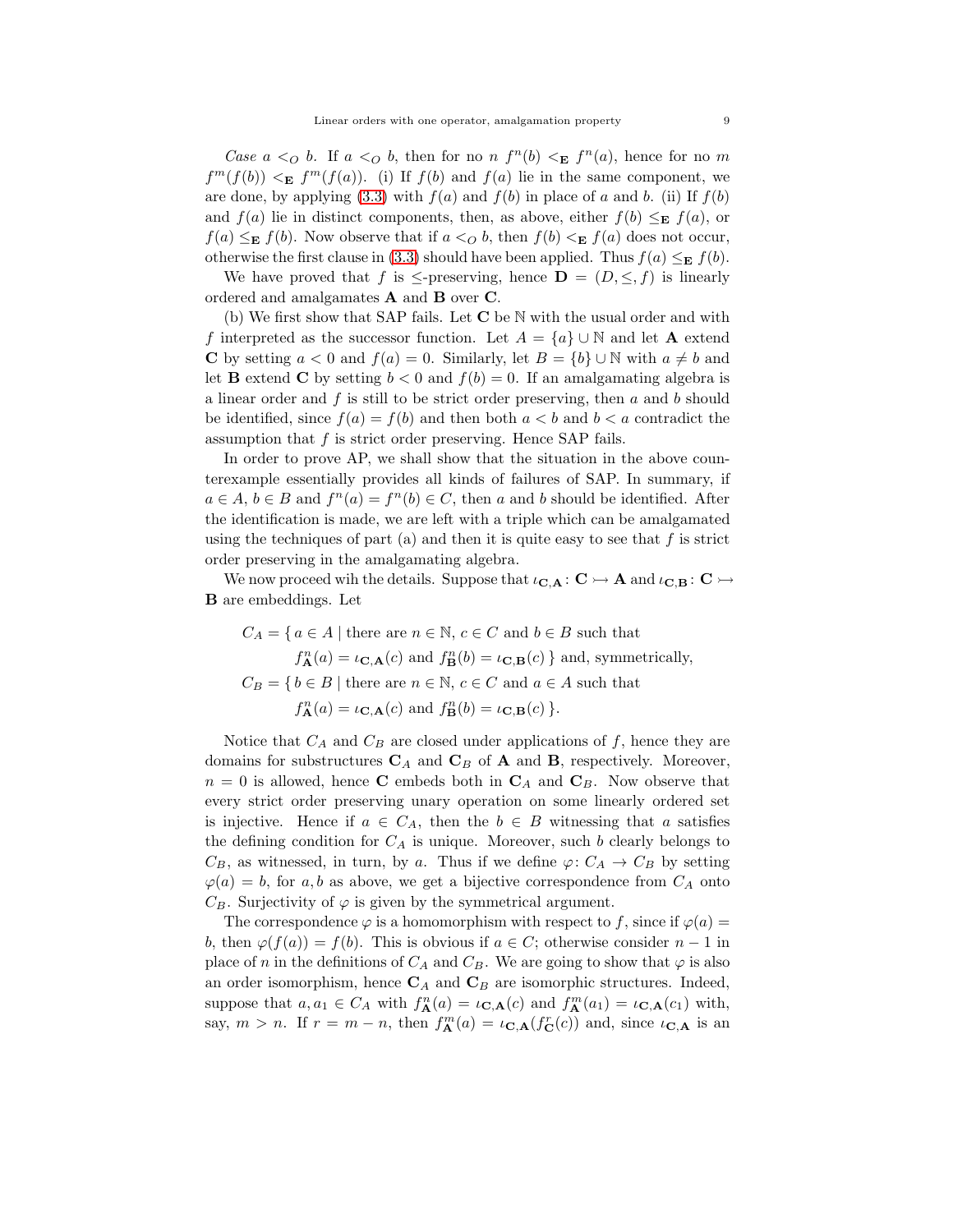*Case* $a <_O b$. If $a <_O b$, then for no $n$ $f^n(b) <_{\mathbf{E}} f^n(a)$, hence for no $m$ $f^m(f(b)) <_{\mathbf{E}} f^m(f(a))$. (i) If $f(b)$ and $f(a)$ lie in the same component, we are done, by applying (3.3) with $f(a)$ and $f(b)$ in place of $a$ and $b$. (ii) If $f(b)$ and $f(a)$ lie in distinct components, then, as above, either $f(b) \leq_{\mathbf{E}} f(a)$, or $f(a) \leq_{\mathbf{E}} f(b)$. Now observe that if $a <_O b$, then $f(b) <_{\mathbf{E}} f(a)$ does not occur, otherwise the first clause in (3.3) should have been applied. Thus $f(a) \leq_{\mathbf{E}} f(b)$.

We have proved that $f$ is $\leq$-preserving, hence $\mathbf{D} = (D, \leq, f)$ is linearly ordered and amalgamates $\mathbf{A}$ and $\mathbf{B}$ over $\mathbf{C}$.

(b) We first show that SAP fails. Let $\mathbf{C}$ be $\mathbb{N}$ with the usual order and with $f$ interpreted as the successor function. Let $A = \{a\} \cup \mathbb{N}$ and let $\mathbf{A}$ extend $\mathbf{C}$ by setting $a < 0$ and $f(a) = 0$. Similarly, let $B = \{b\} \cup \mathbb{N}$ with $a \neq b$ and let $\mathbf{B}$ extend $\mathbf{C}$ by setting $b < 0$ and $f(b) = 0$. If an amalgamating algebra is a linear order and $f$ is still to be strict order preserving, then $a$ and $b$ should be identified, since $f(a) = f(b)$ and then both $a < b$ and $b < a$ contradict the assumption that $f$ is strict order preserving. Hence SAP fails.

In order to prove AP, we shall show that the situation in the above counterexample essentially provides all kinds of failures of SAP. In summary, if $a \in A$, $b \in B$ and $f^n(a) = f^n(b) \in C$, then $a$ and $b$ should be identified. After the identification is made, we are left with a triple which can be amalgamated using the techniques of part (a) and then it is quite easy to see that $f$ is strict order preserving in the amalgamating algebra.

We now proceed wih the details. Suppose that $\iota_{\mathbf{C},\mathbf{A}} \colon \mathbf{C} \rightarrowtail \mathbf{A}$ and $\iota_{\mathbf{C},\mathbf{B}} \colon \mathbf{C} \rightarrowtail \mathbf{B}$ are embeddings. Let

$$\begin{aligned} C_A = \{\, a \in A \mid {} & \text{there are } n \in \mathbb{N},\, c \in C \text{ and } b \in B \text{ such that} \\ & f^n_{\mathbf{A}}(a) = \iota_{\mathbf{C},\mathbf{A}}(c) \text{ and } f^n_{\mathbf{B}}(b) = \iota_{\mathbf{C},\mathbf{B}}(c) \,\} \text{ and, symmetrically,} \\ C_B = \{\, b \in B \mid {} & \text{there are } n \in \mathbb{N},\, c \in C \text{ and } a \in A \text{ such that} \\ & f^n_{\mathbf{A}}(a) = \iota_{\mathbf{C},\mathbf{A}}(c) \text{ and } f^n_{\mathbf{B}}(b) = \iota_{\mathbf{C},\mathbf{B}}(c) \,\}. \end{aligned}$$

Notice that $C_A$ and $C_B$ are closed under applications of $f$, hence they are domains for substructures $\mathbf{C}_A$ and $\mathbf{C}_B$ of $\mathbf{A}$ and $\mathbf{B}$, respectively. Moreover, $n = 0$ is allowed, hence $\mathbf{C}$ embeds both in $\mathbf{C}_A$ and $\mathbf{C}_B$. Now observe that every strict order preserving unary operation on some linearly ordered set is injective. Hence if $a \in C_A$, then the $b \in B$ witnessing that $a$ satisfies the defining condition for $C_A$ is unique. Moreover, such $b$ clearly belongs to $C_B$, as witnessed, in turn, by $a$. Thus if we define $\varphi \colon C_A \to C_B$ by setting $\varphi(a) = b$, for $a, b$ as above, we get a bijective correspondence from $C_A$ onto $C_B$. Surjectivity of $\varphi$ is given by the symmetrical argument.

The correspondence $\varphi$ is a homomorphism with respect to $f$, since if $\varphi(a) = b$, then $\varphi(f(a)) = f(b)$. This is obvious if $a \in C$; otherwise consider $n-1$ in place of $n$ in the definitions of $C_A$ and $C_B$. We are going to show that $\varphi$ is also an order isomorphism, hence $\mathbf{C}_A$ and $\mathbf{C}_B$ are isomorphic structures. Indeed, suppose that $a, a_1 \in C_A$ with $f^n_{\mathbf{A}}(a) = \iota_{\mathbf{C},\mathbf{A}}(c)$ and $f^m_{\mathbf{A}}(a_1) = \iota_{\mathbf{C},\mathbf{A}}(c_1)$ with, say, $m > n$. If $r = m - n$, then $f^m_{\mathbf{A}}(a) = \iota_{\mathbf{C},\mathbf{A}}(f^r_{\mathbf{C}}(c))$ and, since $\iota_{\mathbf{C},\mathbf{A}}$ is an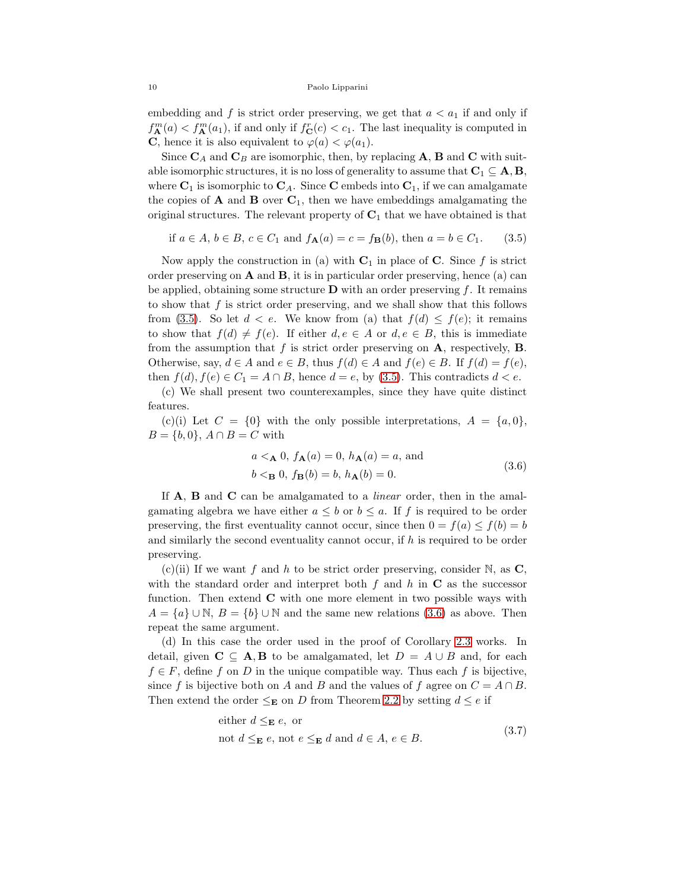embedding and $f$ is strict order preserving, we get that $a < a_1$ if and only if $f^m_{\mathbf{A}}(a) < f^m_{\mathbf{A}}(a_1)$, if and only if $f^r_{\mathbf{C}}(c) < c_1$. The last inequality is computed in $\mathbf{C}$, hence it is also equivalent to $\varphi(a) < \varphi(a_1)$.

Since $\mathbf{C}_A$ and $\mathbf{C}_B$ are isomorphic, then, by replacing $\mathbf{A}$, $\mathbf{B}$ and $\mathbf{C}$ with suitable isomorphic structures, it is no loss of generality to assume that $\mathbf{C}_1 \subseteq \mathbf{A}, \mathbf{B}$, where $\mathbf{C}_1$ is isomorphic to $\mathbf{C}_A$. Since $\mathbf{C}$ embeds into $\mathbf{C}_1$, if we can amalgamate the copies of $\mathbf{A}$ and $\mathbf{B}$ over $\mathbf{C}_1$, then we have embeddings amalgamating the original structures. The relevant property of $\mathbf{C}_1$ that we have obtained is that

$$\text{if } a \in A,\ b \in B,\ c \in C_1 \text{ and } f_{\mathbf{A}}(a) = c = f_{\mathbf{B}}(b), \text{ then } a = b \in C_1. \tag{3.5}$$

Now apply the construction in (a) with $\mathbf{C}_1$ in place of $\mathbf{C}$. Since $f$ is strict order preserving on $\mathbf{A}$ and $\mathbf{B}$, it is in particular order preserving, hence (a) can be applied, obtaining some structure $\mathbf{D}$ with an order preserving $f$. It remains to show that $f$ is strict order preserving, and we shall show that this follows from (3.5). So let $d < e$. We know from (a) that $f(d) \leq f(e)$; it remains to show that $f(d) \neq f(e)$. If either $d, e \in A$ or $d, e \in B$, this is immediate from the assumption that $f$ is strict order preserving on $\mathbf{A}$, respectively, $\mathbf{B}$. Otherwise, say, $d \in A$ and $e \in B$, thus $f(d) \in A$ and $f(e) \in B$. If $f(d) = f(e)$, then $f(d), f(e) \in C_1 = A \cap B$, hence $d = e$, by (3.5). This contradicts $d < e$.

(c) We shall present two counterexamples, since they have quite distinct features.

(c)(i) Let $C = \{0\}$ with the only possible interpretations, $A = \{a, 0\}$, $B = \{b, 0\}$, $A \cap B = C$ with

$$\begin{aligned} &a <_{\mathbf{A}} 0,\ f_{\mathbf{A}}(a) = 0,\ h_{\mathbf{A}}(a) = a, \text{ and} \\ &b <_{\mathbf{B}} 0,\ f_{\mathbf{B}}(b) = b,\ h_{\mathbf{A}}(b) = 0. \end{aligned} \tag{3.6}$$

If $\mathbf{A}$, $\mathbf{B}$ and $\mathbf{C}$ can be amalgamated to a *linear* order, then in the amalgamating algebra we have either $a \leq b$ or $b \leq a$. If $f$ is required to be order preserving, the first eventuality cannot occur, since then $0 = f(a) \leq f(b) = b$ and similarly the second eventuality cannot occur, if $h$ is required to be order preserving.

(c)(ii) If we want $f$ and $h$ to be strict order preserving, consider $\mathbb{N}$, as $\mathbf{C}$, with the standard order and interpret both $f$ and $h$ in $\mathbf{C}$ as the successor function. Then extend $\mathbf{C}$ with one more element in two possible ways with $A = \{a\} \cup \mathbb{N}$, $B = \{b\} \cup \mathbb{N}$ and the same new relations (3.6) as above. Then repeat the same argument.

(d) In this case the order used in the proof of Corollary 2.3 works. In detail, given $\mathbf{C} \subseteq \mathbf{A}, \mathbf{B}$ to be amalgamated, let $D = A \cup B$ and, for each $f \in F$, define $f$ on $D$ in the unique compatible way. Thus each $f$ is bijective, since $f$ is bijective both on $A$ and $B$ and the values of $f$ agree on $C = A \cap B$. Then extend the order $\leq_{\mathbf{E}}$ on $D$ from Theorem 2.2 by setting $d \leq e$ if

$$\begin{aligned} &\text{either } d \leq_{\mathbf{E}} e, \text{ or} \\ &\text{not } d \leq_{\mathbf{E}} e, \text{ not } e \leq_{\mathbf{E}} d \text{ and } d \in A,\ e \in B. \end{aligned} \tag{3.7}$$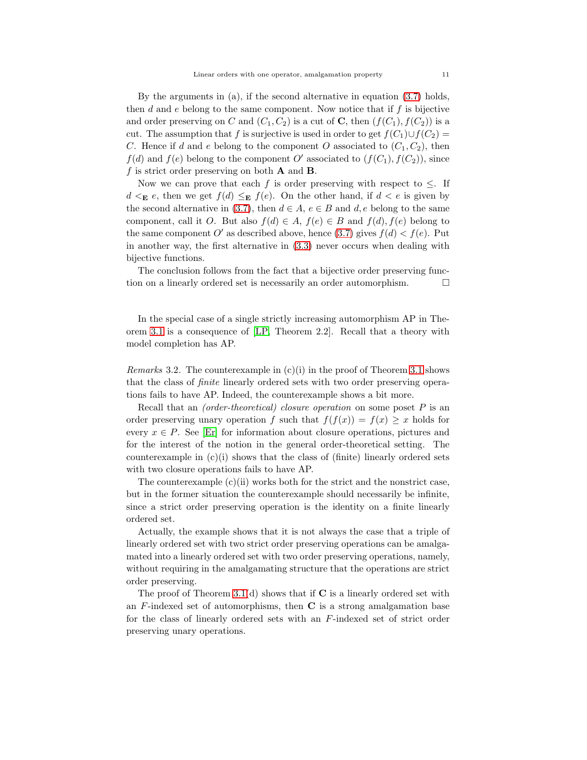By the arguments in (a), if the second alternative in equation (3.7) holds, then $d$ and $e$ belong to the same component. Now notice that if $f$ is bijective and order preserving on $C$ and $(C_1, C_2)$ is a cut of $\mathbf{C}$, then $(f(C_1), f(C_2))$ is a cut. The assumption that $f$ is surjective is used in order to get $f(C_1) \cup f(C_2) = C$. Hence if $d$ and $e$ belong to the component $O$ associated to $(C_1, C_2)$, then $f(d)$ and $f(e)$ belong to the component $O'$ associated to $(f(C_1), f(C_2))$, since $f$ is strict order preserving on both $\mathbf{A}$ and $\mathbf{B}$.

Now we can prove that each $f$ is order preserving with respect to $\leq$. If $d <_{\mathbf{E}} e$, then we get $f(d) \leq_{\mathbf{E}} f(e)$. On the other hand, if $d < e$ is given by the second alternative in (3.7), then $d \in A$, $e \in B$ and $d, e$ belong to the same component, call it $O$. But also $f(d) \in A$, $f(e) \in B$ and $f(d), f(e)$ belong to the same component $O'$ as described above, hence (3.7) gives $f(d) < f(e)$. Put in another way, the first alternative in (3.3) never occurs when dealing with bijective functions.

The conclusion follows from the fact that a bijective order preserving function on a linearly ordered set is necessarily an order automorphism. □

In the special case of a single strictly increasing automorphism AP in Theorem 3.1 is a consequence of [LP, Theorem 2.2]. Recall that a theory with model completion has AP.

*Remarks* 3.2. The counterexample in (c)(i) in the proof of Theorem 3.1 shows that the class of *finite* linearly ordered sets with two order preserving operations fails to have AP. Indeed, the counterexample shows a bit more.

Recall that an *(order-theoretical) closure operation* on some poset $P$ is an order preserving unary operation $f$ such that $f(f(x)) = f(x) \geq x$ holds for every $x \in P$. See [Er] for information about closure operations, pictures and for the interest of the notion in the general order-theoretical setting. The counterexample in (c)(i) shows that the class of (finite) linearly ordered sets with two closure operations fails to have AP.

The counterexample (c)(ii) works both for the strict and the nonstrict case, but in the former situation the counterexample should necessarily be infinite, since a strict order preserving operation is the identity on a finite linearly ordered set.

Actually, the example shows that it is not always the case that a triple of linearly ordered set with two strict order preserving operations can be amalgamated into a linearly ordered set with two order preserving operations, namely, without requiring in the amalgamating structure that the operations are strict order preserving.

The proof of Theorem 3.1(d) shows that if $\mathbf{C}$ is a linearly ordered set with an $F$-indexed set of automorphisms, then $\mathbf{C}$ is a strong amalgamation base for the class of linearly ordered sets with an $F$-indexed set of strict order preserving unary operations.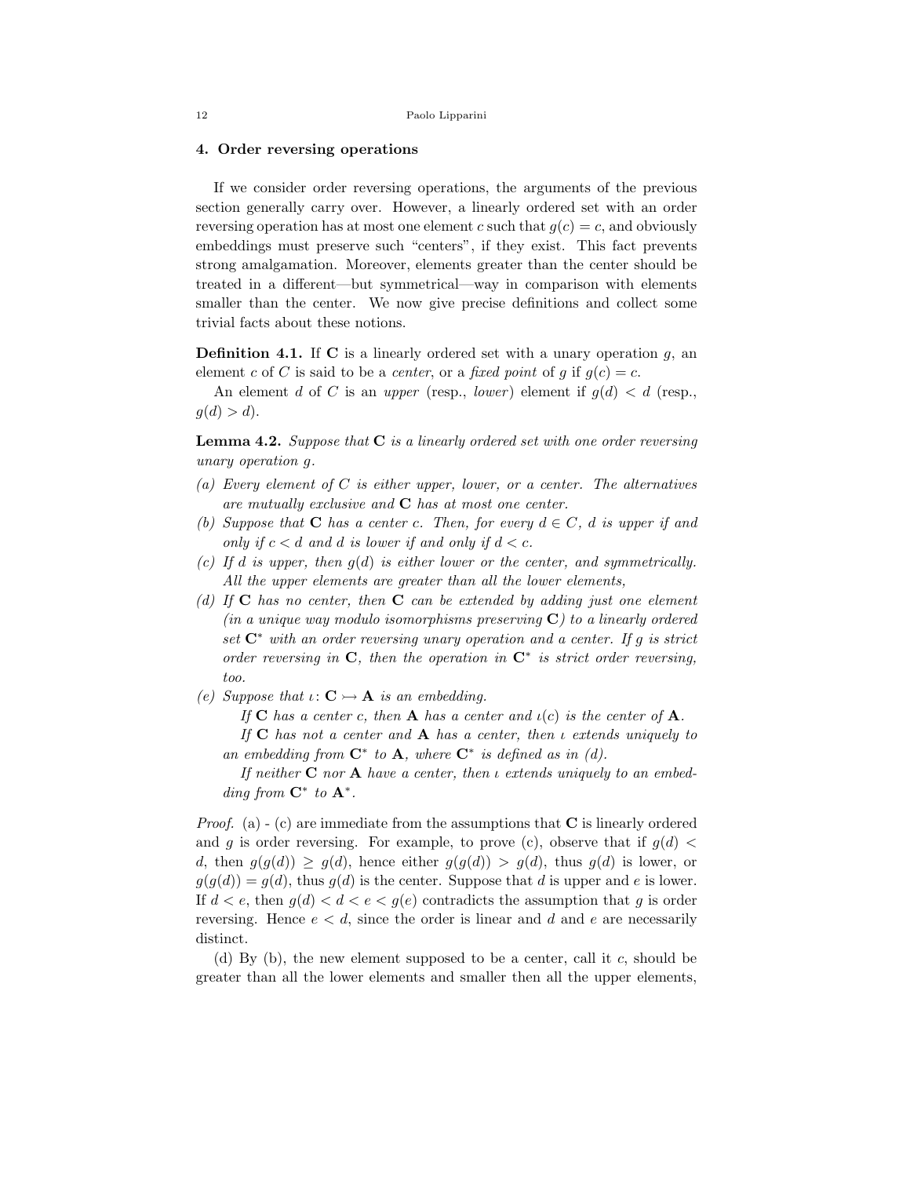## 4. Order reversing operations

If we consider order reversing operations, the arguments of the previous section generally carry over. However, a linearly ordered set with an order reversing operation has at most one element $c$ such that $g(c) = c$, and obviously embeddings must preserve such "centers", if they exist. This fact prevents strong amalgamation. Moreover, elements greater than the center should be treated in a different—but symmetrical—way in comparison with elements smaller than the center. We now give precise definitions and collect some trivial facts about these notions.

**Definition 4.1.** If $\mathbf{C}$ is a linearly ordered set with a unary operation $g$, an element $c$ of $C$ is said to be a *center*, or a *fixed point* of $g$ if $g(c) = c$.

An element $d$ of $C$ is an *upper* (resp., *lower*) element if $g(d) < d$ (resp., $g(d) > d$).

**Lemma 4.2.** *Suppose that $\mathbf{C}$ is a linearly ordered set with one order reversing unary operation $g$.*

*(a) Every element of $C$ is either upper, lower, or a center. The alternatives are mutually exclusive and $\mathbf{C}$ has at most one center.*

*(b) Suppose that $\mathbf{C}$ has a center $c$. Then, for every $d \in C$, $d$ is upper if and only if $c < d$ and $d$ is lower if and only if $d < c$.*

*(c) If $d$ is upper, then $g(d)$ is either lower or the center, and symmetrically. All the upper elements are greater than all the lower elements,*

*(d) If $\mathbf{C}$ has no center, then $\mathbf{C}$ can be extended by adding just one element (in a unique way modulo isomorphisms preserving $\mathbf{C}$) to a linearly ordered set $\mathbf{C}^*$ with an order reversing unary operation and a center. If $g$ is strict order reversing in $\mathbf{C}$, then the operation in $\mathbf{C}^*$ is strict order reversing, too.*

*(e) Suppose that $\iota \colon \mathbf{C} \rightarrowtail \mathbf{A}$ is an embedding.*

*If $\mathbf{C}$ has a center $c$, then $\mathbf{A}$ has a center and $\iota(c)$ is the center of $\mathbf{A}$.*

*If $\mathbf{C}$ has not a center and $\mathbf{A}$ has a center, then $\iota$ extends uniquely to an embedding from $\mathbf{C}^*$ to $\mathbf{A}$, where $\mathbf{C}^*$ is defined as in (d).*

*If neither $\mathbf{C}$ nor $\mathbf{A}$ have a center, then $\iota$ extends uniquely to an embedding from $\mathbf{C}^*$ to $\mathbf{A}^*$.*

*Proof.* (a) - (c) are immediate from the assumptions that $\mathbf{C}$ is linearly ordered and $g$ is order reversing. For example, to prove (c), observe that if $g(d) < d$, then $g(g(d)) \geq g(d)$, hence either $g(g(d)) > g(d)$, thus $g(d)$ is lower, or $g(g(d)) = g(d)$, thus $g(d)$ is the center. Suppose that $d$ is upper and $e$ is lower. If $d < e$, then $g(d) < d < e < g(e)$ contradicts the assumption that $g$ is order reversing. Hence $e < d$, since the order is linear and $d$ and $e$ are necessarily distinct.

(d) By (b), the new element supposed to be a center, call it $c$, should be greater than all the lower elements and smaller then all the upper elements,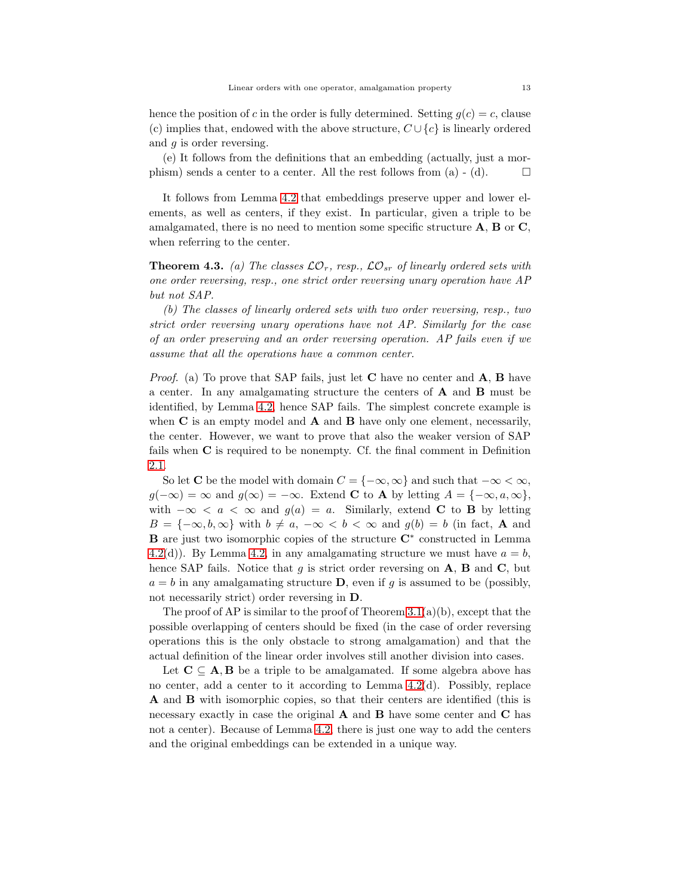hence the position of $c$ in the order is fully determined. Setting $g(c) = c$, clause (c) implies that, endowed with the above structure, $C \cup \{c\}$ is linearly ordered and $g$ is order reversing.

(e) It follows from the definitions that an embedding (actually, just a morphism) sends a center to a center. All the rest follows from (a) - (d). $\square$

It follows from Lemma 4.2 that embeddings preserve upper and lower elements, as well as centers, if they exist. In particular, given a triple to be amalgamated, there is no need to mention some specific structure **A**, **B** or **C**, when referring to the center.

**Theorem 4.3.** *(a) The classes $\mathcal{LO}_r$, resp., $\mathcal{LO}_{sr}$ of linearly ordered sets with one order reversing, resp., one strict order reversing unary operation have AP but not SAP.*

*(b) The classes of linearly ordered sets with two order reversing, resp., two strict order reversing unary operations have not AP. Similarly for the case of an order preserving and an order reversing operation. AP fails even if we assume that all the operations have a common center.*

*Proof.* (a) To prove that SAP fails, just let **C** have no center and **A**, **B** have a center. In any amalgamating structure the centers of **A** and **B** must be identified, by Lemma 4.2, hence SAP fails. The simplest concrete example is when **C** is an empty model and **A** and **B** have only one element, necessarily, the center. However, we want to prove that also the weaker version of SAP fails when **C** is required to be nonempty. Cf. the final comment in Definition 2.1.

So let **C** be the model with domain $C = \{-\infty, \infty\}$ and such that $-\infty < \infty$, $g(-\infty) = \infty$ and $g(\infty) = -\infty$. Extend **C** to **A** by letting $A = \{-\infty, a, \infty\}$, with $-\infty < a < \infty$ and $g(a) = a$. Similarly, extend **C** to **B** by letting $B = \{-\infty, b, \infty\}$ with $b \neq a$, $-\infty < b < \infty$ and $g(b) = b$ (in fact, **A** and **B** are just two isomorphic copies of the structure $\mathbf{C}^*$ constructed in Lemma 4.2(d)). By Lemma 4.2, in any amalgamating structure we must have $a = b$, hence SAP fails. Notice that $g$ is strict order reversing on **A**, **B** and **C**, but $a = b$ in any amalgamating structure **D**, even if $g$ is assumed to be (possibly, not necessarily strict) order reversing in **D**.

The proof of AP is similar to the proof of Theorem 3.1(a)(b), except that the possible overlapping of centers should be fixed (in the case of order reversing operations this is the only obstacle to strong amalgamation) and that the actual definition of the linear order involves still another division into cases.

Let $\mathbf{C} \subseteq \mathbf{A}, \mathbf{B}$ be a triple to be amalgamated. If some algebra above has no center, add a center to it according to Lemma 4.2(d). Possibly, replace **A** and **B** with isomorphic copies, so that their centers are identified (this is necessary exactly in case the original **A** and **B** have some center and **C** has not a center). Because of Lemma 4.2, there is just one way to add the centers and the original embeddings can be extended in a unique way.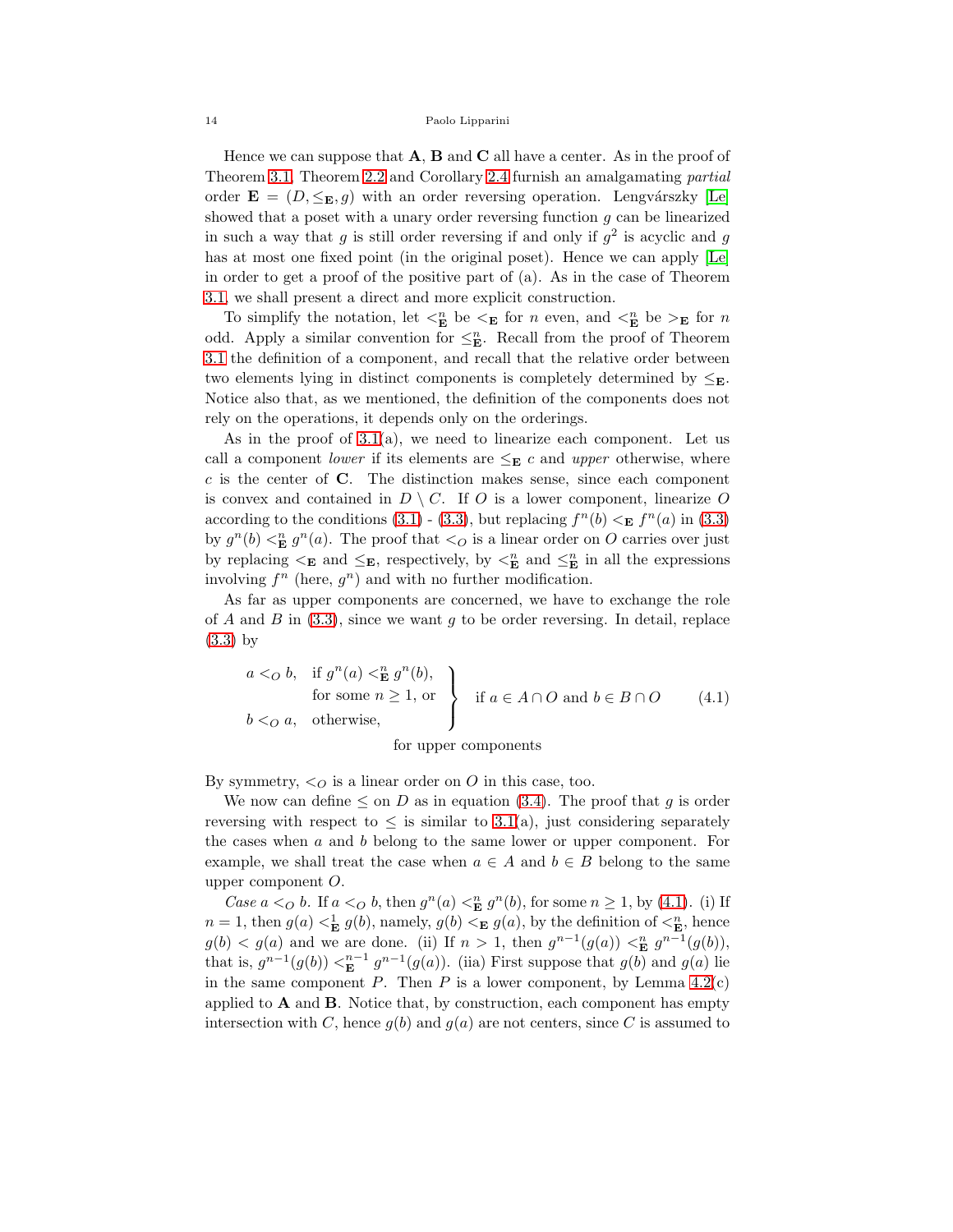Hence we can suppose that $\mathbf{A}$, $\mathbf{B}$ and $\mathbf{C}$ all have a center. As in the proof of Theorem 3.1, Theorem 2.2 and Corollary 2.4 furnish an amalgamating *partial* order $\mathbf{E} = (D, \leq_{\mathbf{E}}, g)$ with an order reversing operation. Lengvárszky [Le] showed that a poset with a unary order reversing function $g$ can be linearized in such a way that $g$ is still order reversing if and only if $g^2$ is acyclic and $g$ has at most one fixed point (in the original poset). Hence we can apply [Le] in order to get a proof of the positive part of (a). As in the case of Theorem 3.1, we shall present a direct and more explicit construction.

To simplify the notation, let $<^n_{\mathbf{E}}$ be $<_{\mathbf{E}}$ for $n$ even, and $<^n_{\mathbf{E}}$ be $>_{\mathbf{E}}$ for $n$ odd. Apply a similar convention for $\leq^n_{\mathbf{E}}$. Recall from the proof of Theorem 3.1 the definition of a component, and recall that the relative order between two elements lying in distinct components is completely determined by $\leq_{\mathbf{E}}$. Notice also that, as we mentioned, the definition of the components does not rely on the operations, it depends only on the orderings.

As in the proof of 3.1(a), we need to linearize each component. Let us call a component *lower* if its elements are $\leq_{\mathbf{E}} c$ and *upper* otherwise, where $c$ is the center of $\mathbf{C}$. The distinction makes sense, since each component is convex and contained in $D \setminus C$. If $O$ is a lower component, linearize $O$ according to the conditions (3.1) - (3.3), but replacing $f^n(b) <_{\mathbf{E}} f^n(a)$ in (3.3) by $g^n(b) <^n_{\mathbf{E}} g^n(a)$. The proof that $<_O$ is a linear order on $O$ carries over just by replacing $<_{\mathbf{E}}$ and $\leq_{\mathbf{E}}$, respectively, by $<^n_{\mathbf{E}}$ and $\leq^n_{\mathbf{E}}$ in all the expressions involving $f^n$ (here, $g^n$) and with no further modification.

As far as upper components are concerned, we have to exchange the role of $A$ and $B$ in (3.3), since we want $g$ to be order reversing. In detail, replace (3.3) by

$$\left.\begin{array}{ll} a <_O b, & \text{if } g^n(a) <^n_{\mathbf{E}} g^n(b), \\ & \text{for some } n \geq 1, \text{ or} \\ b <_O a, & \text{otherwise,} \end{array}\right\} \quad \text{if } a \in A \cap O \text{ and } b \in B \cap O \tag{4.1}$$

$$\text{for upper components}$$

By symmetry, $<_O$ is a linear order on $O$ in this case, too.

We now can define $\leq$ on $D$ as in equation (3.4). The proof that $g$ is order reversing with respect to $\leq$ is similar to 3.1(a), just considering separately the cases when $a$ and $b$ belong to the same lower or upper component. For example, we shall treat the case when $a \in A$ and $b \in B$ belong to the same upper component $O$.

*Case* $a <_O b$. If $a <_O b$, then $g^n(a) <^n_{\mathbf{E}} g^n(b)$, for some $n \geq 1$, by (4.1). (i) If $n = 1$, then $g(a) <^1_{\mathbf{E}} g(b)$, namely, $g(b) <_{\mathbf{E}} g(a)$, by the definition of $<^n_{\mathbf{E}}$, hence $g(b) < g(a)$ and we are done. (ii) If $n > 1$, then $g^{n-1}(g(a)) <^n_{\mathbf{E}} g^{n-1}(g(b))$, that is, $g^{n-1}(g(b)) <^{n-1}_{\mathbf{E}} g^{n-1}(g(a))$. (iia) First suppose that $g(b)$ and $g(a)$ lie in the same component $P$. Then $P$ is a lower component, by Lemma 4.2(c) applied to $\mathbf{A}$ and $\mathbf{B}$. Notice that, by construction, each component has empty intersection with $C$, hence $g(b)$ and $g(a)$ are not centers, since $C$ is assumed to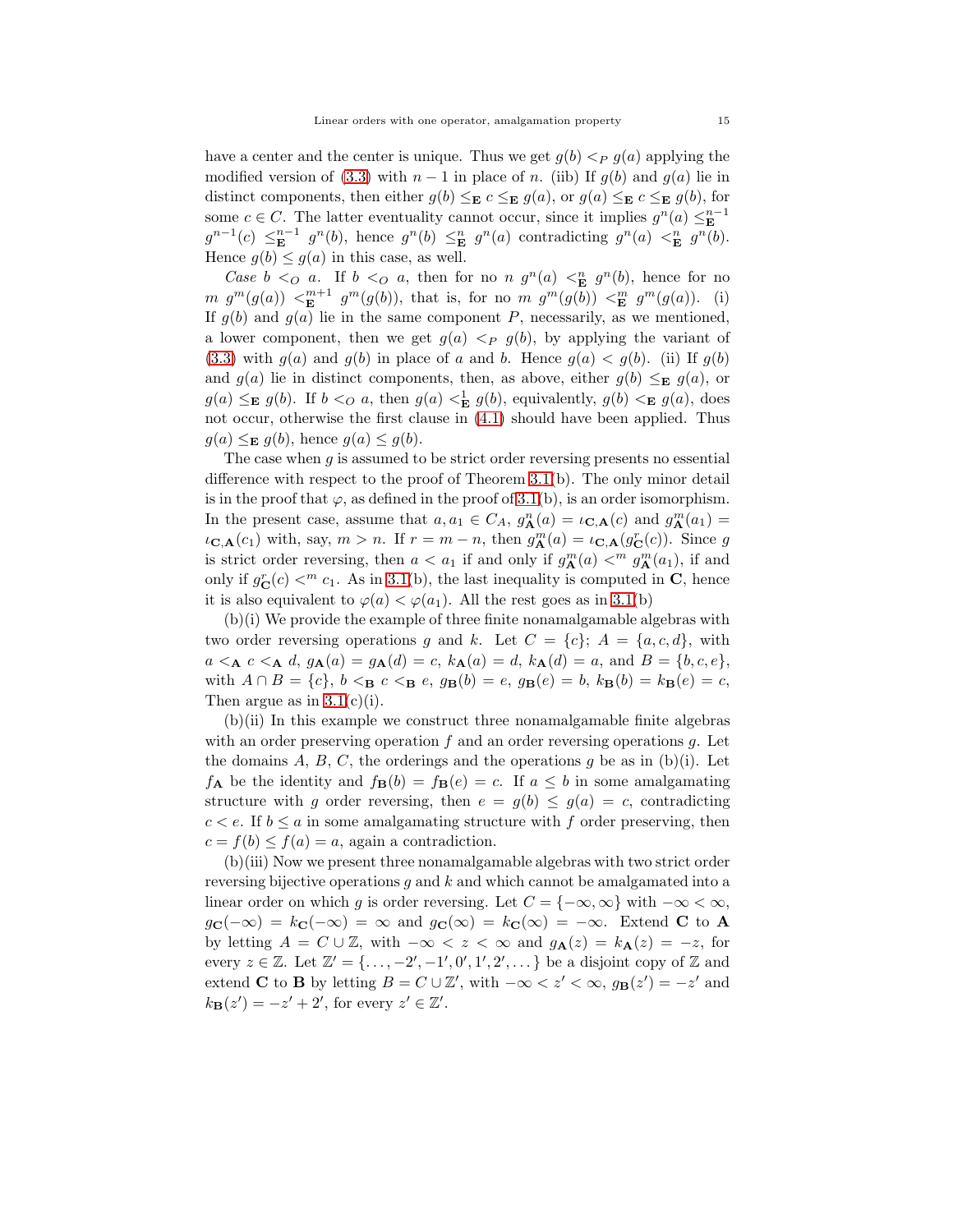have a center and the center is unique. Thus we get $g(b) <_P g(a)$ applying the modified version of (3.3) with $n-1$ in place of $n$. (iib) If $g(b)$ and $g(a)$ lie in distinct components, then either $g(b) \leq_{\mathbf{E}} c \leq_{\mathbf{E}} g(a)$, or $g(a) \leq_{\mathbf{E}} c \leq_{\mathbf{E}} g(b)$, for some $c \in C$. The latter eventuality cannot occur, since it implies $g^n(a) \leq_{\mathbf{E}}^{n-1} g^{n-1}(c) \leq_{\mathbf{E}}^{n-1} g^n(b)$, hence $g^n(b) \leq_{\mathbf{E}}^n g^n(a)$ contradicting $g^n(a) <_{\mathbf{E}}^n g^n(b)$. Hence $g(b) \leq g(a)$ in this case, as well.

*Case* $b <_O a$. If $b <_O a$, then for no $n$ $g^n(a) <_{\mathbf{E}}^n g^n(b)$, hence for no $m$ $g^m(g(a)) <_{\mathbf{E}}^{m+1} g^m(g(b))$, that is, for no $m$ $g^m(g(b)) <_{\mathbf{E}}^m g^m(g(a))$. (i) If $g(b)$ and $g(a)$ lie in the same component $P$, necessarily, as we mentioned, a lower component, then we get $g(a) <_P g(b)$, by applying the variant of (3.3) with $g(a)$ and $g(b)$ in place of $a$ and $b$. Hence $g(a) < g(b)$. (ii) If $g(b)$ and $g(a)$ lie in distinct components, then, as above, either $g(b) \leq_{\mathbf{E}} g(a)$, or $g(a) \leq_{\mathbf{E}} g(b)$. If $b <_O a$, then $g(a) <_{\mathbf{E}}^1 g(b)$, equivalently, $g(b) <_{\mathbf{E}} g(a)$, does not occur, otherwise the first clause in (4.1) should have been applied. Thus $g(a) \leq_{\mathbf{E}} g(b)$, hence $g(a) \leq g(b)$.

The case when $g$ is assumed to be strict order reversing presents no essential difference with respect to the proof of Theorem 3.1(b). The only minor detail is in the proof that $\varphi$, as defined in the proof of 3.1(b), is an order isomorphism. In the present case, assume that $a, a_1 \in C_A$, $g_{\mathbf{A}}^n(a) = \iota_{\mathbf{C},\mathbf{A}}(c)$ and $g_{\mathbf{A}}^m(a_1) = \iota_{\mathbf{C},\mathbf{A}}(c_1)$ with, say, $m > n$. If $r = m - n$, then $g_{\mathbf{A}}^m(a) = \iota_{\mathbf{C},\mathbf{A}}(g_{\mathbf{C}}^r(c))$. Since $g$ is strict order reversing, then $a < a_1$ if and only if $g_{\mathbf{A}}^m(a) <^m g_{\mathbf{A}}^m(a_1)$, if and only if $g_{\mathbf{C}}^r(c) <^m c_1$. As in 3.1(b), the last inequality is computed in $\mathbf{C}$, hence it is also equivalent to $\varphi(a) < \varphi(a_1)$. All the rest goes as in 3.1(b)

(b)(i) We provide the example of three finite nonamalgamable algebras with two order reversing operations $g$ and $k$. Let $C = \{c\}$; $A = \{a, c, d\}$, with $a <_{\mathbf{A}} c <_{\mathbf{A}} d$, $g_{\mathbf{A}}(a) = g_{\mathbf{A}}(d) = c$, $k_{\mathbf{A}}(a) = d$, $k_{\mathbf{A}}(d) = a$, and $B = \{b, c, e\}$, with $A \cap B = \{c\}$, $b <_{\mathbf{B}} c <_{\mathbf{B}} e$, $g_{\mathbf{B}}(b) = e$, $g_{\mathbf{B}}(e) = b$, $k_{\mathbf{B}}(b) = k_{\mathbf{B}}(e) = c$, Then argue as in 3.1(c)(i).

(b)(ii) In this example we construct three nonamalgamable finite algebras with an order preserving operation $f$ and an order reversing operations $g$. Let the domains $A$, $B$, $C$, the orderings and the operations $g$ be as in (b)(i). Let $f_{\mathbf{A}}$ be the identity and $f_{\mathbf{B}}(b) = f_{\mathbf{B}}(e) = c$. If $a \leq b$ in some amalgamating structure with $g$ order reversing, then $e = g(b) \leq g(a) = c$, contradicting $c < e$. If $b \leq a$ in some amalgamating structure with $f$ order preserving, then $c = f(b) \leq f(a) = a$, again a contradiction.

(b)(iii) Now we present three nonamalgamable algebras with two strict order reversing bijective operations $g$ and $k$ and which cannot be amalgamated into a linear order on which $g$ is order reversing. Let $C = \{-\infty, \infty\}$ with $-\infty < \infty$, $g_{\mathbf{C}}(-\infty) = k_{\mathbf{C}}(-\infty) = \infty$ and $g_{\mathbf{C}}(\infty) = k_{\mathbf{C}}(\infty) = -\infty$. Extend $\mathbf{C}$ to $\mathbf{A}$ by letting $A = C \cup \mathbb{Z}$, with $-\infty < z < \infty$ and $g_{\mathbf{A}}(z) = k_{\mathbf{A}}(z) = -z$, for every $z \in \mathbb{Z}$. Let $\mathbb{Z}' = \{\dots, -2', -1', 0', 1', 2', \dots\}$ be a disjoint copy of $\mathbb{Z}$ and extend $\mathbf{C}$ to $\mathbf{B}$ by letting $B = C \cup \mathbb{Z}'$, with $-\infty < z' < \infty$, $g_{\mathbf{B}}(z') = -z'$ and $k_{\mathbf{B}}(z') = -z' + 2'$, for every $z' \in \mathbb{Z}'$.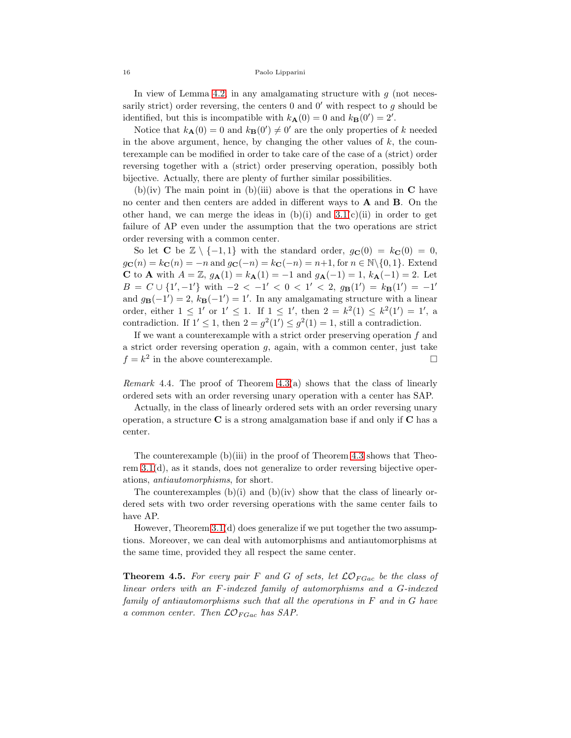In view of Lemma 4.2, in any amalgamating structure with $g$ (not necessarily strict) order reversing, the centers $0$ and $0'$ with respect to $g$ should be identified, but this is incompatible with $k_{\mathbf{A}}(0) = 0$ and $k_{\mathbf{B}}(0') = 2'$.

Notice that $k_{\mathbf{A}}(0) = 0$ and $k_{\mathbf{B}}(0') \neq 0'$ are the only properties of $k$ needed in the above argument, hence, by changing the other values of $k$, the counterexample can be modified in order to take care of the case of a (strict) order reversing together with a (strict) order preserving operation, possibly both bijective. Actually, there are plenty of further similar possibilities.

(b)(iv) The main point in (b)(iii) above is that the operations in $\mathbf{C}$ have no center and then centers are added in different ways to $\mathbf{A}$ and $\mathbf{B}$. On the other hand, we can merge the ideas in (b)(i) and 3.1(c)(ii) in order to get failure of AP even under the assumption that the two operations are strict order reversing with a common center.

So let $\mathbf{C}$ be $\mathbb{Z} \setminus \{-1, 1\}$ with the standard order, $g_{\mathbf{C}}(0) = k_{\mathbf{C}}(0) = 0$, $g_{\mathbf{C}}(n) = k_{\mathbf{C}}(n) = -n$ and $g_{\mathbf{C}}(-n) = k_{\mathbf{C}}(-n) = n+1$, for $n \in \mathbb{N}\setminus\{0, 1\}$. Extend $\mathbf{C}$ to $\mathbf{A}$ with $A = \mathbb{Z}$, $g_{\mathbf{A}}(1) = k_{\mathbf{A}}(1) = -1$ and $g_{\mathbf{A}}(-1) = 1$, $k_{\mathbf{A}}(-1) = 2$. Let $B = C \cup \{1', -1'\}$ with $-2 < -1' < 0 < 1' < 2$, $g_{\mathbf{B}}(1') = k_{\mathbf{B}}(1') = -1'$ and $g_{\mathbf{B}}(-1') = 2$, $k_{\mathbf{B}}(-1') = 1'$. In any amalgamating structure with a linear order, either $1 \leq 1'$ or $1' \leq 1$. If $1 \leq 1'$, then $2 = k^2(1) \leq k^2(1') = 1'$, a contradiction. If $1' \leq 1$, then $2 = g^2(1') \leq g^2(1) = 1$, still a contradiction.

If we want a counterexample with a strict order preserving operation $f$ and a strict order reversing operation $g$, again, with a common center, just take $f = k^2$ in the above counterexample. □

*Remark* 4.4. The proof of Theorem 4.3(a) shows that the class of linearly ordered sets with an order reversing unary operation with a center has SAP.

Actually, in the class of linearly ordered sets with an order reversing unary operation, a structure $\mathbf{C}$ is a strong amalgamation base if and only if $\mathbf{C}$ has a center.

The counterexample (b)(iii) in the proof of Theorem 4.3 shows that Theorem 3.1(d), as it stands, does not generalize to order reversing bijective operations, *antiautomorphisms*, for short.

The counterexamples (b)(i) and (b)(iv) show that the class of linearly ordered sets with two order reversing operations with the same center fails to have AP.

However, Theorem 3.1(d) does generalize if we put together the two assumptions. Moreover, we can deal with automorphisms and antiautomorphisms at the same time, provided they all respect the same center.

**Theorem 4.5.** *For every pair $F$ and $G$ of sets, let $\mathcal{LO}_{FGac}$ be the class of linear orders with an $F$-indexed family of automorphisms and a $G$-indexed family of antiautomorphisms such that all the operations in $F$ and in $G$ have a common center. Then $\mathcal{LO}_{FGac}$ has SAP.*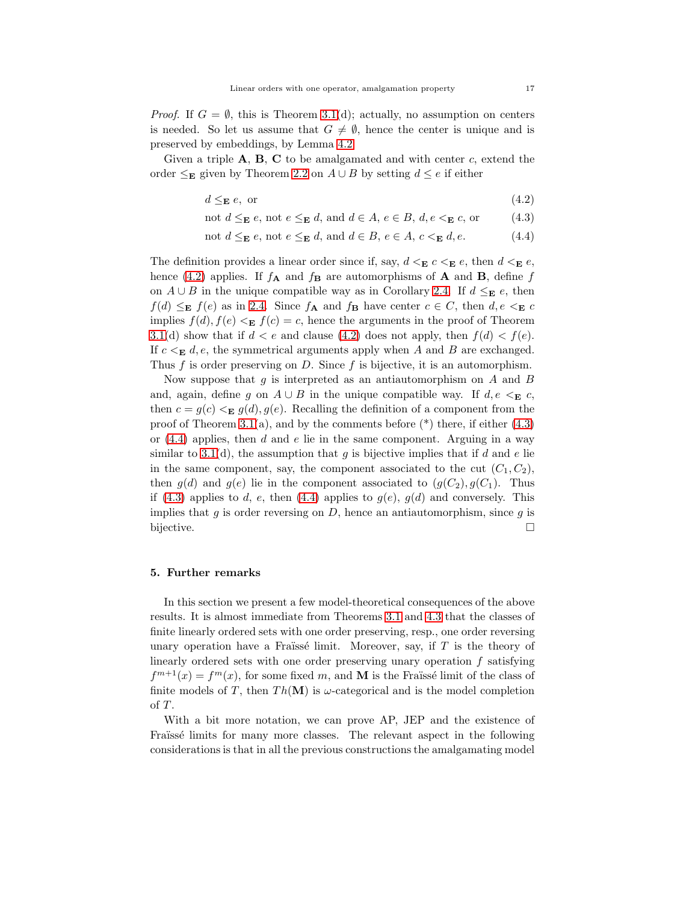*Proof.* If $G = \emptyset$, this is Theorem 3.1(d); actually, no assumption on centers is needed. So let us assume that $G \neq \emptyset$, hence the center is unique and is preserved by embeddings, by Lemma 4.2.

Given a triple $\mathbf{A}$, $\mathbf{B}$, $\mathbf{C}$ to be amalgamated and with center $c$, extend the order $\leq_{\mathbf{E}}$ given by Theorem 2.2 on $A \cup B$ by setting $d \leq e$ if either

$$d \leq_{\mathbf{E}} e, \text{ or} \tag{4.2}$$

$$\text{not } d \leq_{\mathbf{E}} e, \text{ not } e \leq_{\mathbf{E}} d, \text{ and } d \in A,\ e \in B,\ d, e <_{\mathbf{E}} c, \text{ or} \tag{4.3}$$

$$\text{not } d \leq_{\mathbf{E}} e, \text{ not } e \leq_{\mathbf{E}} d, \text{ and } d \in B,\ e \in A,\ c <_{\mathbf{E}} d, e. \tag{4.4}$$

The definition provides a linear order since if, say, $d <_{\mathbf{E}} c <_{\mathbf{E}} e$, then $d <_{\mathbf{E}} e$, hence (4.2) applies. If $f_{\mathbf{A}}$ and $f_{\mathbf{B}}$ are automorphisms of $\mathbf{A}$ and $\mathbf{B}$, define $f$ on $A \cup B$ in the unique compatible way as in Corollary 2.4. If $d \leq_{\mathbf{E}} e$, then $f(d) \leq_{\mathbf{E}} f(e)$ as in 2.4. Since $f_{\mathbf{A}}$ and $f_{\mathbf{B}}$ have center $c \in C$, then $d, e <_{\mathbf{E}} c$ implies $f(d), f(e) <_{\mathbf{E}} f(c) = c$, hence the arguments in the proof of Theorem 3.1(d) show that if $d < e$ and clause (4.2) does not apply, then $f(d) < f(e)$. If $c <_{\mathbf{E}} d, e$, the symmetrical arguments apply when $A$ and $B$ are exchanged. Thus $f$ is order preserving on $D$. Since $f$ is bijective, it is an automorphism.

Now suppose that $g$ is interpreted as an antiautomorphism on $A$ and $B$ and, again, define $g$ on $A \cup B$ in the unique compatible way. If $d, e <_{\mathbf{E}} c$, then $c = g(c) <_{\mathbf{E}} g(d), g(e)$. Recalling the definition of a component from the proof of Theorem 3.1(a), and by the comments before (\*) there, if either (4.3) or (4.4) applies, then $d$ and $e$ lie in the same component. Arguing in a way similar to 3.1(d), the assumption that $g$ is bijective implies that if $d$ and $e$ lie in the same component, say, the component associated to the cut $(C_1, C_2)$, then $g(d)$ and $g(e)$ lie in the component associated to $(g(C_2), g(C_1))$. Thus if (4.3) applies to $d$, $e$, then (4.4) applies to $g(e)$, $g(d)$ and conversely. This implies that $g$ is order reversing on $D$, hence an antiautomorphism, since $g$ is bijective. □

## 5. Further remarks

In this section we present a few model-theoretical consequences of the above results. It is almost immediate from Theorems 3.1 and 4.3 that the classes of finite linearly ordered sets with one order preserving, resp., one order reversing unary operation have a Fraïssé limit. Moreover, say, if $T$ is the theory of linearly ordered sets with one order preserving unary operation $f$ satisfying $f^{m+1}(x) = f^m(x)$, for some fixed $m$, and $\mathbf{M}$ is the Fraïssé limit of the class of finite models of $T$, then $Th(\mathbf{M})$ is $\omega$-categorical and is the model completion of $T$.

With a bit more notation, we can prove AP, JEP and the existence of Fraïssé limits for many more classes. The relevant aspect in the following considerations is that in all the previous constructions the amalgamating model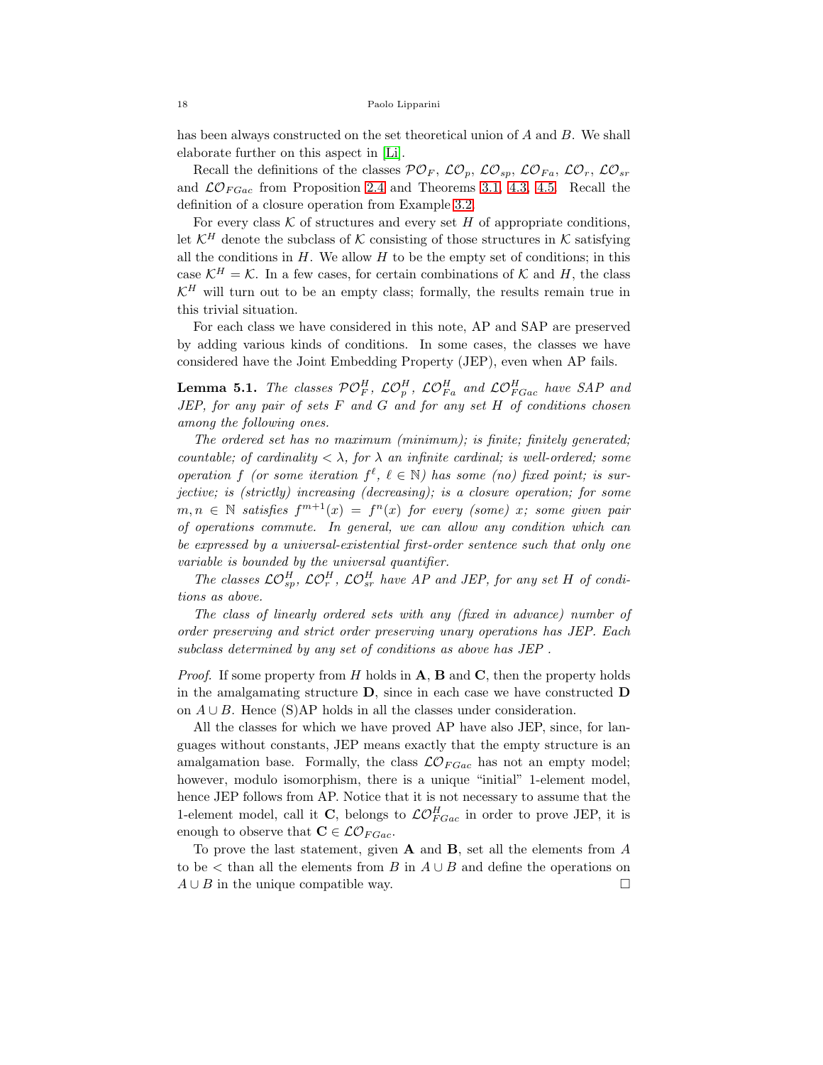has been always constructed on the set theoretical union of $A$ and $B$. We shall elaborate further on this aspect in [Li].

Recall the definitions of the classes $\mathcal{PO}_F$, $\mathcal{LO}_p$, $\mathcal{LO}_{sp}$, $\mathcal{LO}_{Fa}$, $\mathcal{LO}_r$, $\mathcal{LO}_{sr}$ and $\mathcal{LO}_{FGac}$ from Proposition 2.4 and Theorems 3.1, 4.3, 4.5. Recall the definition of a closure operation from Example 3.2.

For every class $\mathcal{K}$ of structures and every set $H$ of appropriate conditions, let $\mathcal{K}^H$ denote the subclass of $\mathcal{K}$ consisting of those structures in $\mathcal{K}$ satisfying all the conditions in $H$. We allow $H$ to be the empty set of conditions; in this case $\mathcal{K}^H = \mathcal{K}$. In a few cases, for certain combinations of $\mathcal{K}$ and $H$, the class $\mathcal{K}^H$ will turn out to be an empty class; formally, the results remain true in this trivial situation.

For each class we have considered in this note, AP and SAP are preserved by adding various kinds of conditions. In some cases, the classes we have considered have the Joint Embedding Property (JEP), even when AP fails.

**Lemma 5.1.** *The classes $\mathcal{PO}_F^H$, $\mathcal{LO}_p^H$, $\mathcal{LO}_{Fa}^H$ and $\mathcal{LO}_{FGac}^H$ have SAP and JEP, for any pair of sets $F$ and $G$ and for any set $H$ of conditions chosen among the following ones.*

*The ordered set has no maximum (minimum); is finite; finitely generated; countable; of cardinality $< \lambda$, for $\lambda$ an infinite cardinal; is well-ordered; some operation $f$ (or some iteration $f^\ell$, $\ell \in \mathbb{N}$) has some (no) fixed point; is surjective; is (strictly) increasing (decreasing); is a closure operation; for some $m, n \in \mathbb{N}$ satisfies $f^{m+1}(x) = f^n(x)$ for every (some) $x$; some given pair of operations commute. In general, we can allow any condition which can be expressed by a universal-existential first-order sentence such that only one variable is bounded by the universal quantifier.*

*The classes $\mathcal{LO}_{sp}^H$, $\mathcal{LO}_r^H$, $\mathcal{LO}_{sr}^H$ have AP and JEP, for any set $H$ of conditions as above.*

*The class of linearly ordered sets with any (fixed in advance) number of order preserving and strict order preserving unary operations has JEP. Each subclass determined by any set of conditions as above has JEP .*

*Proof.* If some property from $H$ holds in $\mathbf{A}$, $\mathbf{B}$ and $\mathbf{C}$, then the property holds in the amalgamating structure $\mathbf{D}$, since in each case we have constructed $\mathbf{D}$ on $A \cup B$. Hence (S)AP holds in all the classes under consideration.

All the classes for which we have proved AP have also JEP, since, for languages without constants, JEP means exactly that the empty structure is an amalgamation base. Formally, the class $\mathcal{LO}_{FGac}$ has not an empty model; however, modulo isomorphism, there is a unique "initial" 1-element model, hence JEP follows from AP. Notice that it is not necessary to assume that the 1-element model, call it $\mathbf{C}$, belongs to $\mathcal{LO}_{FGac}^H$ in order to prove JEP, it is enough to observe that $\mathbf{C} \in \mathcal{LO}_{FGac}$.

To prove the last statement, given $\mathbf{A}$ and $\mathbf{B}$, set all the elements from $A$ to be $<$ than all the elements from $B$ in $A \cup B$ and define the operations on $A \cup B$ in the unique compatible way. $\square$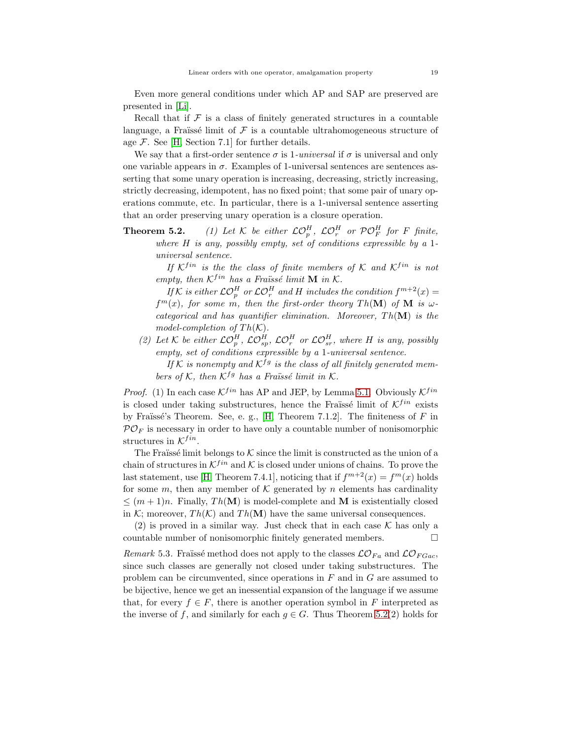Even more general conditions under which AP and SAP are preserved are presented in [Li].

Recall that if $\mathcal{F}$ is a class of finitely generated structures in a countable language, a Fraïssé limit of $\mathcal{F}$ is a countable ultrahomogeneous structure of age $\mathcal{F}$. See [H, Section 7.1] for further details.

We say that a first-order sentence $\sigma$ is 1-*universal* if $\sigma$ is universal and only one variable appears in $\sigma$. Examples of 1-universal sentences are sentences asserting that some unary operation is increasing, decreasing, strictly increasing, strictly decreasing, idempotent, has no fixed point; that some pair of unary operations commute, etc. In particular, there is a 1-universal sentence asserting that an order preserving unary operation is a closure operation.

**Theorem 5.2.** *(1) Let $\mathcal{K}$ be either $\mathcal{LO}_p^H$, $\mathcal{LO}_r^H$ or $\mathcal{PO}_F^H$ for $F$ finite, where $H$ is any, possibly empty, set of conditions expressible by a 1-universal sentence.*

*If $\mathcal{K}^{fin}$ is the the class of finite members of $\mathcal{K}$ and $\mathcal{K}^{fin}$ is not empty, then $\mathcal{K}^{fin}$ has a Fraïssé limit $\mathbf{M}$ in $\mathcal{K}$.*

*If $\mathcal{K}$ is either $\mathcal{LO}_p^H$ or $\mathcal{LO}_r^H$ and $H$ includes the condition $f^{m+2}(x) = f^m(x)$, for some $m$, then the first-order theory $Th(\mathbf{M})$ of $\mathbf{M}$ is $\omega$-categorical and has quantifier elimination. Moreover, $Th(\mathbf{M})$ is the model-completion of $Th(\mathcal{K})$.*

*(2) Let $\mathcal{K}$ be either $\mathcal{LO}_p^H$, $\mathcal{LO}_{sp}^H$, $\mathcal{LO}_r^H$ or $\mathcal{LO}_{sr}^H$, where $H$ is any, possibly empty, set of conditions expressible by a 1-universal sentence.*

*If $\mathcal{K}$ is nonempty and $\mathcal{K}^{fg}$ is the class of all finitely generated members of $\mathcal{K}$, then $\mathcal{K}^{fg}$ has a Fraïssé limit $\mathbf{M}$ in $\mathcal{K}$.*

*Proof.* (1) In each case $\mathcal{K}^{fin}$ has AP and JEP, by Lemma 5.1. Obviously $\mathcal{K}^{fin}$ is closed under taking substructures, hence the Fraïssé limit of $\mathcal{K}^{fin}$ exists by Fraïssé's Theorem. See, e. g., [H, Theorem 7.1.2]. The finiteness of $F$ in $\mathcal{PO}_F$ is necessary in order to have only a countable number of nonisomorphic structures in $\mathcal{K}^{fin}$.

The Fraïssé limit belongs to $\mathcal{K}$ since the limit is constructed as the union of a chain of structures in $\mathcal{K}^{fin}$ and $\mathcal{K}$ is closed under unions of chains. To prove the last statement, use [H, Theorem 7.4.1], noticing that if $f^{m+2}(x) = f^m(x)$ holds for some $m$, then any member of $\mathcal{K}$ generated by $n$ elements has cardinality $\leq (m+1)n$. Finally, $Th(\mathbf{M})$ is model-complete and $\mathbf{M}$ is existentially closed in $\mathcal{K}$; moreover, $Th(\mathcal{K})$ and $Th(\mathbf{M})$ have the same universal consequences.

(2) is proved in a similar way. Just check that in each case $\mathcal{K}$ has only a countable number of nonisomorphic finitely generated members. □

*Remark* 5.3. Fraïssé method does not apply to the classes $\mathcal{LO}_{Fa}$ and $\mathcal{LO}_{FGac}$, since such classes are generally not closed under taking substructures. The problem can be circumvented, since operations in $F$ and in $G$ are assumed to be bijective, hence we get an inessential expansion of the language if we assume that, for every $f \in F$, there is another operation symbol in $F$ interpreted as the inverse of $f$, and similarly for each $g \in G$. Thus Theorem 5.2(2) holds for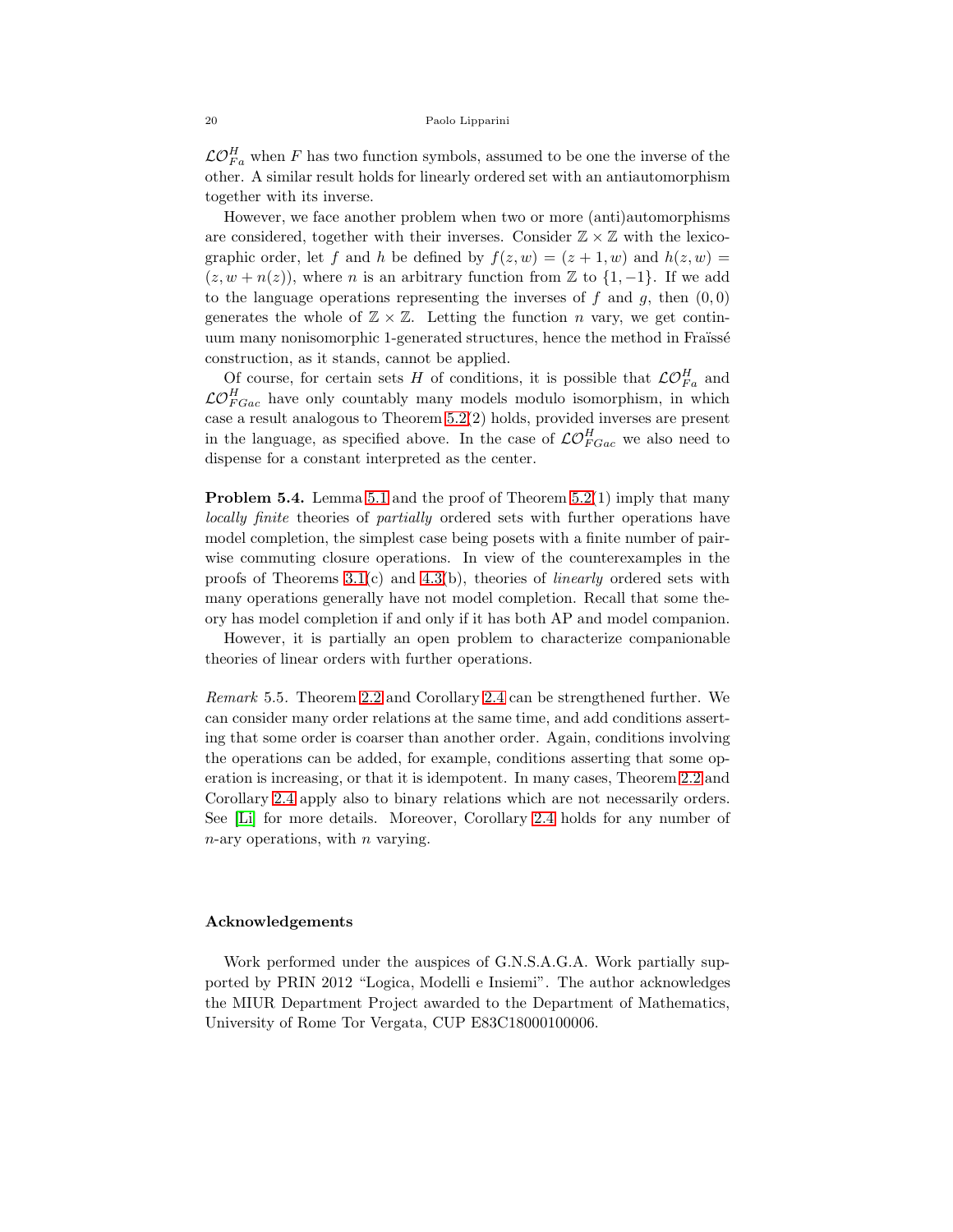$\mathcal{LO}^H_{Fa}$ when $F$ has two function symbols, assumed to be one the inverse of the other. A similar result holds for linearly ordered set with an antiautomorphism together with its inverse.

However, we face another problem when two or more (anti)automorphisms are considered, together with their inverses. Consider $\mathbb{Z} \times \mathbb{Z}$ with the lexicographic order, let $f$ and $h$ be defined by $f(z, w) = (z + 1, w)$ and $h(z, w) = (z, w + n(z))$, where $n$ is an arbitrary function from $\mathbb{Z}$ to $\{1, -1\}$. If we add to the language operations representing the inverses of $f$ and $g$, then $(0, 0)$ generates the whole of $\mathbb{Z} \times \mathbb{Z}$. Letting the function $n$ vary, we get continuum many nonisomorphic 1-generated structures, hence the method in Fraïssé construction, as it stands, cannot be applied.

Of course, for certain sets $H$ of conditions, it is possible that $\mathcal{LO}^H_{Fa}$ and $\mathcal{LO}^H_{FGac}$ have only countably many models modulo isomorphism, in which case a result analogous to Theorem 5.2(2) holds, provided inverses are present in the language, as specified above. In the case of $\mathcal{LO}^H_{FGac}$ we also need to dispense for a constant interpreted as the center.

**Problem 5.4.** Lemma 5.1 and the proof of Theorem 5.2(1) imply that many *locally finite* theories of *partially* ordered sets with further operations have model completion, the simplest case being posets with a finite number of pairwise commuting closure operations. In view of the counterexamples in the proofs of Theorems 3.1(c) and 4.3(b), theories of *linearly* ordered sets with many operations generally have not model completion. Recall that some theory has model completion if and only if it has both AP and model companion.

However, it is partially an open problem to characterize companionable theories of linear orders with further operations.

*Remark* 5.5. Theorem 2.2 and Corollary 2.4 can be strengthened further. We can consider many order relations at the same time, and add conditions asserting that some order is coarser than another order. Again, conditions involving the operations can be added, for example, conditions asserting that some operation is increasing, or that it is idempotent. In many cases, Theorem 2.2 and Corollary 2.4 apply also to binary relations which are not necessarily orders. See [Li] for more details. Moreover, Corollary 2.4 holds for any number of $n$-ary operations, with $n$ varying.

## Acknowledgements

Work performed under the auspices of G.N.S.A.G.A. Work partially supported by PRIN 2012 "Logica, Modelli e Insiemi". The author acknowledges the MIUR Department Project awarded to the Department of Mathematics, University of Rome Tor Vergata, CUP E83C18000100006.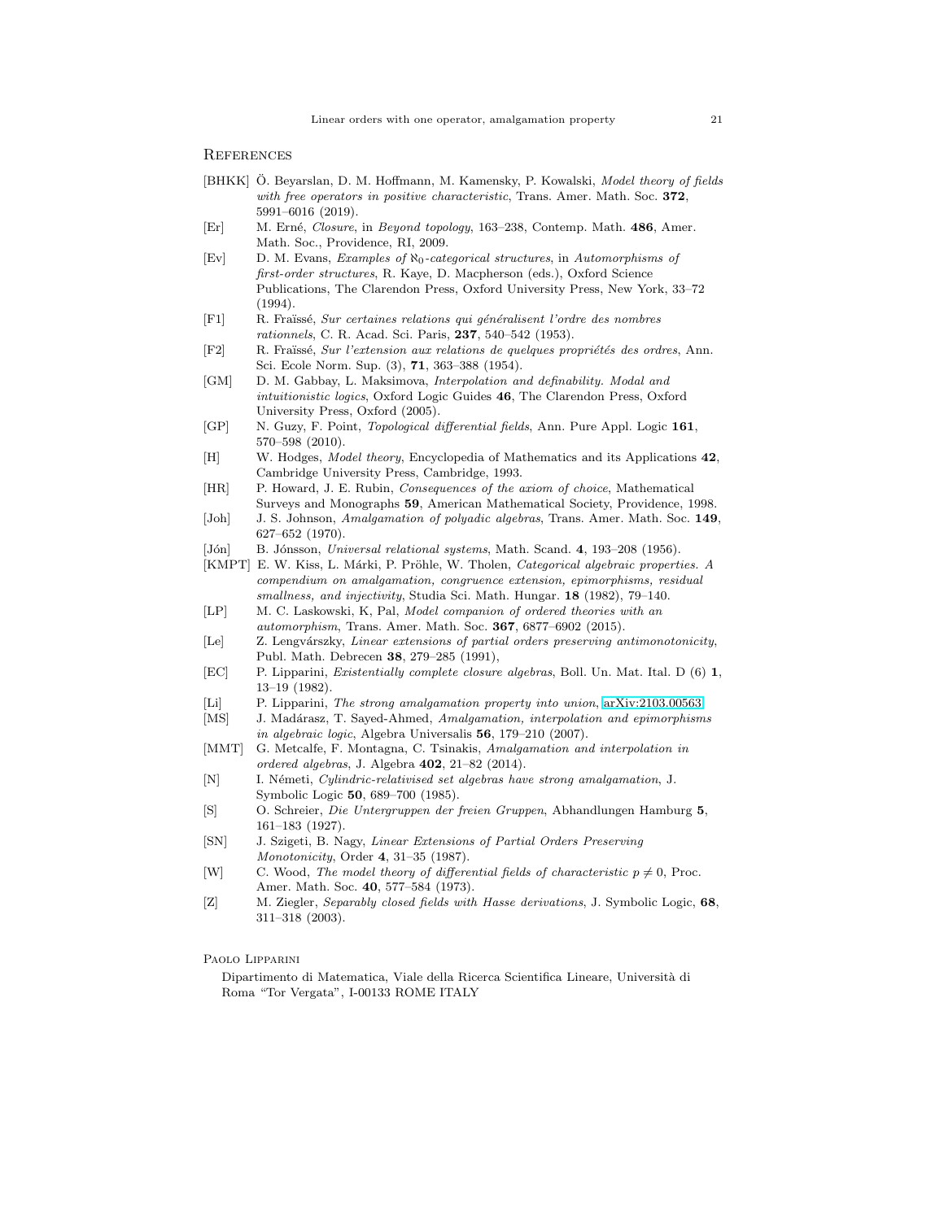## References

[BHKK] Ö. Beyarslan, D. M. Hoffmann, M. Kamensky, P. Kowalski, *Model theory of fields with free operators in positive characteristic*, Trans. Amer. Math. Soc. **372**, 5991–6016 (2019).

[Er] M. Erné, *Closure*, in *Beyond topology*, 163–238, Contemp. Math. **486**, Amer. Math. Soc., Providence, RI, 2009.

[Ev] D. M. Evans, *Examples of $\aleph_0$-categorical structures*, in *Automorphisms of first-order structures*, R. Kaye, D. Macpherson (eds.), Oxford Science Publications, The Clarendon Press, Oxford University Press, New York, 33–72 (1994).

[F1] R. Fraïssé, *Sur certaines relations qui généralisent l'ordre des nombres rationnels*, C. R. Acad. Sci. Paris, **237**, 540–542 (1953).

[F2] R. Fraïssé, *Sur l'extension aux relations de quelques propriétés des ordres*, Ann. Sci. Ecole Norm. Sup. (3), **71**, 363–388 (1954).

[GM] D. M. Gabbay, L. Maksimova, *Interpolation and definability. Modal and intuitionistic logics*, Oxford Logic Guides **46**, The Clarendon Press, Oxford University Press, Oxford (2005).

[GP] N. Guzy, F. Point, *Topological differential fields*, Ann. Pure Appl. Logic **161**, 570–598 (2010).

[H] W. Hodges, *Model theory*, Encyclopedia of Mathematics and its Applications **42**, Cambridge University Press, Cambridge, 1993.

[HR] P. Howard, J. E. Rubin, *Consequences of the axiom of choice*, Mathematical Surveys and Monographs **59**, American Mathematical Society, Providence, 1998.

[Joh] J. S. Johnson, *Amalgamation of polyadic algebras*, Trans. Amer. Math. Soc. **149**, 627–652 (1970).

[Jón] B. Jónsson, *Universal relational systems*, Math. Scand. **4**, 193–208 (1956).

[KMPT] E. W. Kiss, L. Márki, P. Pröhle, W. Tholen, *Categorical algebraic properties. A compendium on amalgamation, congruence extension, epimorphisms, residual smallness, and injectivity*, Studia Sci. Math. Hungar. **18** (1982), 79–140.

[LP] M. C. Laskowski, K, Pal, *Model companion of ordered theories with an automorphism*, Trans. Amer. Math. Soc. **367**, 6877–6902 (2015).

[Le] Z. Lengvárszky, *Linear extensions of partial orders preserving antimonotonicity*, Publ. Math. Debrecen **38**, 279–285 (1991),

[EC] P. Lipparini, *Existentially complete closure algebras*, Boll. Un. Mat. Ital. D (6) **1**, 13–19 (1982).

[Li] P. Lipparini, *The strong amalgamation property into union*, arXiv:2103.00563

[MS] J. Madárasz, T. Sayed-Ahmed, *Amalgamation, interpolation and epimorphisms in algebraic logic*, Algebra Universalis **56**, 179–210 (2007).

[MMT] G. Metcalfe, F. Montagna, C. Tsinakis, *Amalgamation and interpolation in ordered algebras*, J. Algebra **402**, 21–82 (2014).

[N] I. Németi, *Cylindric-relativised set algebras have strong amalgamation*, J. Symbolic Logic **50**, 689–700 (1985).

[S] O. Schreier, *Die Untergruppen der freien Gruppen*, Abhandlungen Hamburg **5**, 161–183 (1927).

[SN] J. Szigeti, B. Nagy, *Linear Extensions of Partial Orders Preserving Monotonicity*, Order **4**, 31–35 (1987).

[W] C. Wood, *The model theory of differential fields of characteristic $p \neq 0$*, Proc. Amer. Math. Soc. **40**, 577–584 (1973).

[Z] M. Ziegler, *Separably closed fields with Hasse derivations*, J. Symbolic Logic, **68**, 311–318 (2003).

Paolo Lipparini

Dipartimento di Matematica, Viale della Ricerca Scientifica Lineare, Università di Roma "Tor Vergata", I-00133 ROME ITALY